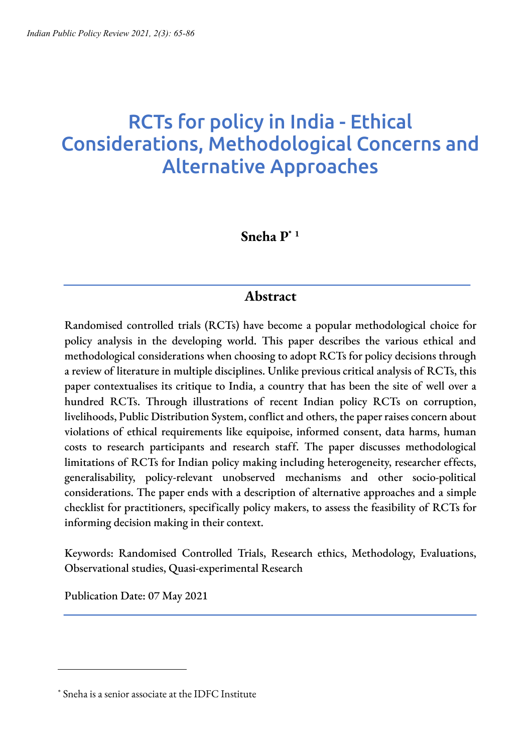# RCTs for policy in India - Ethical Considerations, Methodological Concerns and Alternative Approaches

**Sneha P*[1]**

## Abstract

Randomised controlled trials (RCTs) have become a popular methodological choice for policy analysis in the developing world. This paper describes the various ethical and methodological considerations when choosing to adopt RCTs for policy decisions through a review of literature in multiple disciplines. Unlike previous critical analysis of RCTs, this paper contextualises its critique to India, a country that has been the site of well over a hundred RCTs. Through illustrations of recent Indian policy RCTs on corruption, livelihoods, Public Distribution System, conflict and others, the paper raises concern about violations of ethical requirements like equipoise, informed consent, data harms, human costs to research participants and research staff. The paper discusses methodological limitations of RCTs for Indian policy making including heterogeneity, researcher effects, generalisability, policy-relevant unobserved mechanisms and other socio-political considerations. The paper ends with a description of alternative approaches and a simple checklist for practitioners, specifically policy makers, to assess the feasibility of RCTs for informing decision making in their context.

Keywords: Randomised Controlled Trials, Research ethics, Methodology, Evaluations, Observational studies, Quasi-experimental Research

Publication Date: 07 May 2021

---

\* Sneha is a senior associate at the IDFC Institute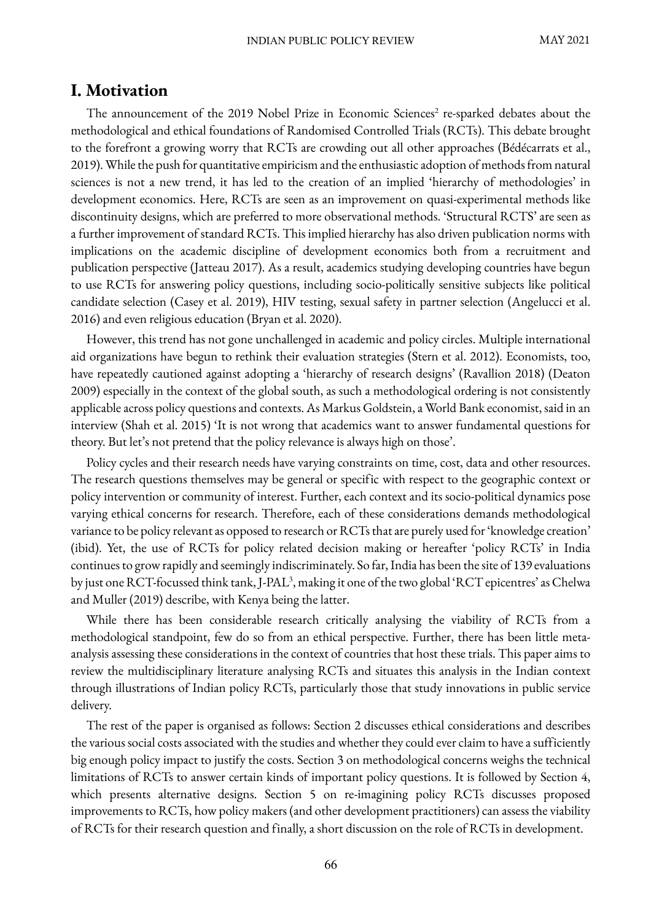## I. Motivation

The announcement of the 2019 Nobel Prize in Economic Sciences[2] re-sparked debates about the methodological and ethical foundations of Randomised Controlled Trials (RCTs). This debate brought to the forefront a growing worry that RCTs are crowding out all other approaches (Bédécarrats et al., 2019). While the push for quantitative empiricism and the enthusiastic adoption of methods from natural sciences is not a new trend, it has led to the creation of an implied 'hierarchy of methodologies' in development economics. Here, RCTs are seen as an improvement on quasi-experimental methods like discontinuity designs, which are preferred to more observational methods. 'Structural RCTS' are seen as a further improvement of standard RCTs. This implied hierarchy has also driven publication norms with implications on the academic discipline of development economics both from a recruitment and publication perspective (Jatteau 2017). As a result, academics studying developing countries have begun to use RCTs for answering policy questions, including socio-politically sensitive subjects like political candidate selection (Casey et al. 2019), HIV testing, sexual safety in partner selection (Angelucci et al. 2016) and even religious education (Bryan et al. 2020).

However, this trend has not gone unchallenged in academic and policy circles. Multiple international aid organizations have begun to rethink their evaluation strategies (Stern et al. 2012). Economists, too, have repeatedly cautioned against adopting a 'hierarchy of research designs' (Ravallion 2018) (Deaton 2009) especially in the context of the global south, as such a methodological ordering is not consistently applicable across policy questions and contexts. As Markus Goldstein, a World Bank economist, said in an interview (Shah et al. 2015) 'It is not wrong that academics want to answer fundamental questions for theory. But let's not pretend that the policy relevance is always high on those'.

Policy cycles and their research needs have varying constraints on time, cost, data and other resources. The research questions themselves may be general or specific with respect to the geographic context or policy intervention or community of interest. Further, each context and its socio-political dynamics pose varying ethical concerns for research. Therefore, each of these considerations demands methodological variance to be policy relevant as opposed to research or RCTs that are purely used for 'knowledge creation' (ibid). Yet, the use of RCTs for policy related decision making or hereafter 'policy RCTs' in India continues to grow rapidly and seemingly indiscriminately. So far, India has been the site of 139 evaluations by just one RCT-focussed think tank, J-PAL[3], making it one of the two global 'RCT epicentres' as Chelwa and Muller (2019) describe, with Kenya being the latter.

While there has been considerable research critically analysing the viability of RCTs from a methodological standpoint, few do so from an ethical perspective. Further, there has been little meta-analysis assessing these considerations in the context of countries that host these trials. This paper aims to review the multidisciplinary literature analysing RCTs and situates this analysis in the Indian context through illustrations of Indian policy RCTs, particularly those that study innovations in public service delivery.

The rest of the paper is organised as follows: Section 2 discusses ethical considerations and describes the various social costs associated with the studies and whether they could ever claim to have a sufficiently big enough policy impact to justify the costs. Section 3 on methodological concerns weighs the technical limitations of RCTs to answer certain kinds of important policy questions. It is followed by Section 4, which presents alternative designs. Section 5 on re-imagining policy RCTs discusses proposed improvements to RCTs, how policy makers (and other development practitioners) can assess the viability of RCTs for their research question and finally, a short discussion on the role of RCTs in development.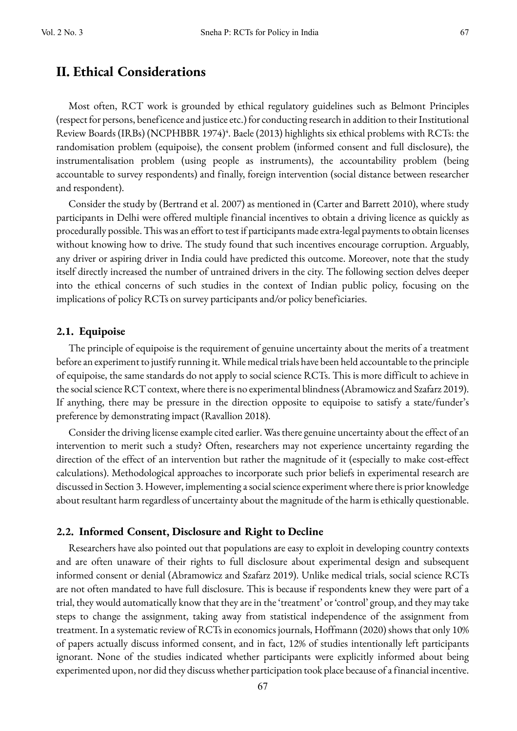## II. Ethical Considerations

Most often, RCT work is grounded by ethical regulatory guidelines such as Belmont Principles (respect for persons, beneficence and justice etc.) for conducting research in addition to their Institutional Review Boards (IRBs) (NCPHBBR 1974)[4]. Baele (2013) highlights six ethical problems with RCTs: the randomisation problem (equipoise), the consent problem (informed consent and full disclosure), the instrumentalisation problem (using people as instruments), the accountability problem (being accountable to survey respondents) and finally, foreign intervention (social distance between researcher and respondent).

Consider the study by (Bertrand et al. 2007) as mentioned in (Carter and Barrett 2010), where study participants in Delhi were offered multiple financial incentives to obtain a driving licence as quickly as procedurally possible. This was an effort to test if participants made extra-legal payments to obtain licenses without knowing how to drive. The study found that such incentives encourage corruption. Arguably, any driver or aspiring driver in India could have predicted this outcome. Moreover, note that the study itself directly increased the number of untrained drivers in the city. The following section delves deeper into the ethical concerns of such studies in the context of Indian public policy, focusing on the implications of policy RCTs on survey participants and/or policy beneficiaries.

### 2.1. Equipoise

The principle of equipoise is the requirement of genuine uncertainty about the merits of a treatment before an experiment to justify running it. While medical trials have been held accountable to the principle of equipoise, the same standards do not apply to social science RCTs. This is more difficult to achieve in the social science RCT context, where there is no experimental blindness (Abramowicz and Szafarz 2019). If anything, there may be pressure in the direction opposite to equipoise to satisfy a state/funder's preference by demonstrating impact (Ravallion 2018).

Consider the driving license example cited earlier. Was there genuine uncertainty about the effect of an intervention to merit such a study? Often, researchers may not experience uncertainty regarding the direction of the effect of an intervention but rather the magnitude of it (especially to make cost-effect calculations). Methodological approaches to incorporate such prior beliefs in experimental research are discussed in Section 3. However, implementing a social science experiment where there is prior knowledge about resultant harm regardless of uncertainty about the magnitude of the harm is ethically questionable.

### 2.2. Informed Consent, Disclosure and Right to Decline

Researchers have also pointed out that populations are easy to exploit in developing country contexts and are often unaware of their rights to full disclosure about experimental design and subsequent informed consent or denial (Abramowicz and Szafarz 2019). Unlike medical trials, social science RCTs are not often mandated to have full disclosure. This is because if respondents knew they were part of a trial, they would automatically know that they are in the 'treatment' or 'control' group, and they may take steps to change the assignment, taking away from statistical independence of the assignment from treatment. In a systematic review of RCTs in economics journals, Hoffmann (2020) shows that only 10% of papers actually discuss informed consent, and in fact, 12% of studies intentionally left participants ignorant. None of the studies indicated whether participants were explicitly informed about being experimented upon, nor did they discuss whether participation took place because of a financial incentive.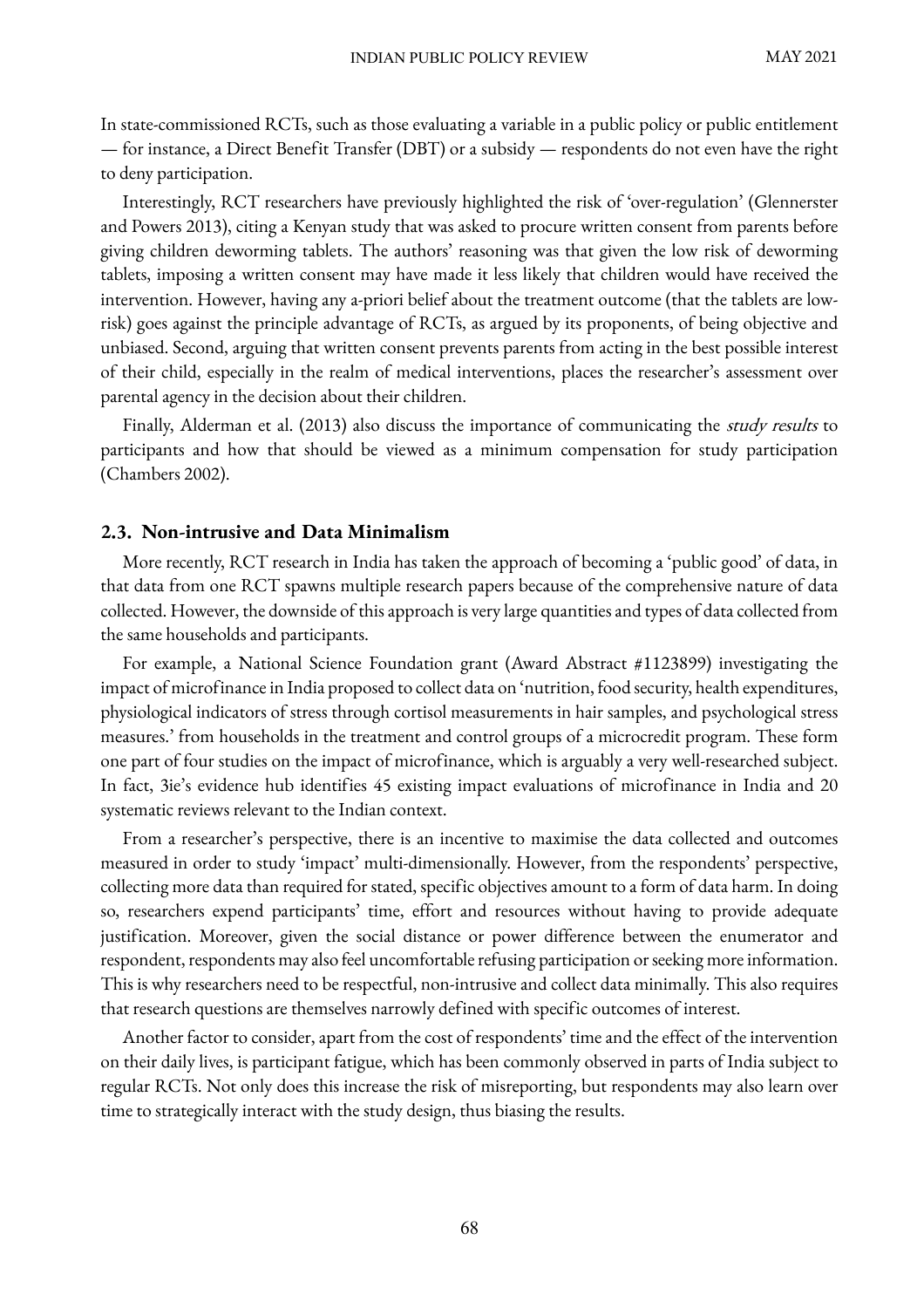In state-commissioned RCTs, such as those evaluating a variable in a public policy or public entitlement — for instance, a Direct Benefit Transfer (DBT) or a subsidy — respondents do not even have the right to deny participation.

Interestingly, RCT researchers have previously highlighted the risk of 'over-regulation' (Glennerster and Powers 2013), citing a Kenyan study that was asked to procure written consent from parents before giving children deworming tablets. The authors' reasoning was that given the low risk of deworming tablets, imposing a written consent may have made it less likely that children would have received the intervention. However, having any a-priori belief about the treatment outcome (that the tablets are low-risk) goes against the principle advantage of RCTs, as argued by its proponents, of being objective and unbiased. Second, arguing that written consent prevents parents from acting in the best possible interest of their child, especially in the realm of medical interventions, places the researcher's assessment over parental agency in the decision about their children.

Finally, Alderman et al. (2013) also discuss the importance of communicating the *study results* to participants and how that should be viewed as a minimum compensation for study participation (Chambers 2002).

### 2.3. Non-intrusive and Data Minimalism

More recently, RCT research in India has taken the approach of becoming a 'public good' of data, in that data from one RCT spawns multiple research papers because of the comprehensive nature of data collected. However, the downside of this approach is very large quantities and types of data collected from the same households and participants.

For example, a National Science Foundation grant (Award Abstract #1123899) investigating the impact of microfinance in India proposed to collect data on 'nutrition, food security, health expenditures, physiological indicators of stress through cortisol measurements in hair samples, and psychological stress measures.' from households in the treatment and control groups of a microcredit program. These form one part of four studies on the impact of microfinance, which is arguably a very well-researched subject. In fact, 3ie's evidence hub identifies 45 existing impact evaluations of microfinance in India and 20 systematic reviews relevant to the Indian context.

From a researcher's perspective, there is an incentive to maximise the data collected and outcomes measured in order to study 'impact' multi-dimensionally. However, from the respondents' perspective, collecting more data than required for stated, specific objectives amount to a form of data harm. In doing so, researchers expend participants' time, effort and resources without having to provide adequate justification. Moreover, given the social distance or power difference between the enumerator and respondent, respondents may also feel uncomfortable refusing participation or seeking more information. This is why researchers need to be respectful, non-intrusive and collect data minimally. This also requires that research questions are themselves narrowly defined with specific outcomes of interest.

Another factor to consider, apart from the cost of respondents' time and the effect of the intervention on their daily lives, is participant fatigue, which has been commonly observed in parts of India subject to regular RCTs. Not only does this increase the risk of misreporting, but respondents may also learn over time to strategically interact with the study design, thus biasing the results.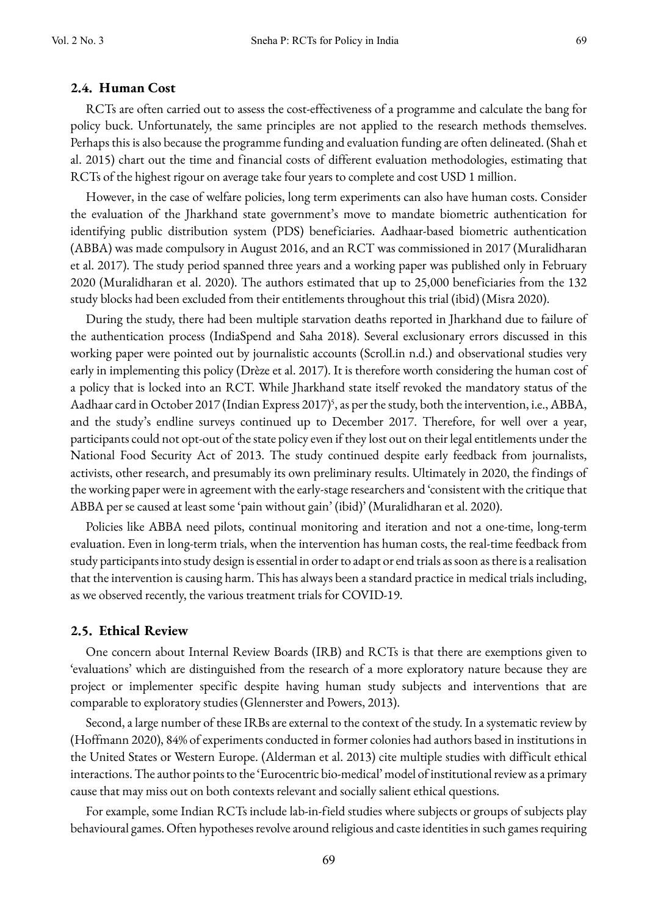### 2.4. Human Cost

RCTs are often carried out to assess the cost-effectiveness of a programme and calculate the bang for policy buck. Unfortunately, the same principles are not applied to the research methods themselves. Perhaps this is also because the programme funding and evaluation funding are often delineated. (Shah et al. 2015) chart out the time and financial costs of different evaluation methodologies, estimating that RCTs of the highest rigour on average take four years to complete and cost USD 1 million.

However, in the case of welfare policies, long term experiments can also have human costs. Consider the evaluation of the Jharkhand state government's move to mandate biometric authentication for identifying public distribution system (PDS) beneficiaries. Aadhaar-based biometric authentication (ABBA) was made compulsory in August 2016, and an RCT was commissioned in 2017 (Muralidharan et al. 2017). The study period spanned three years and a working paper was published only in February 2020 (Muralidharan et al. 2020). The authors estimated that up to 25,000 beneficiaries from the 132 study blocks had been excluded from their entitlements throughout this trial (ibid) (Misra 2020).

During the study, there had been multiple starvation deaths reported in Jharkhand due to failure of the authentication process (IndiaSpend and Saha 2018). Several exclusionary errors discussed in this working paper were pointed out by journalistic accounts (Scroll.in n.d.) and observational studies very early in implementing this policy (Drèze et al. 2017). It is therefore worth considering the human cost of a policy that is locked into an RCT. While Jharkhand state itself revoked the mandatory status of the Aadhaar card in October 2017 (Indian Express 2017)[5], as per the study, both the intervention, i.e., ABBA, and the study's endline surveys continued up to December 2017. Therefore, for well over a year, participants could not opt-out of the state policy even if they lost out on their legal entitlements under the National Food Security Act of 2013. The study continued despite early feedback from journalists, activists, other research, and presumably its own preliminary results. Ultimately in 2020, the findings of the working paper were in agreement with the early-stage researchers and 'consistent with the critique that ABBA per se caused at least some 'pain without gain' (ibid)' (Muralidharan et al. 2020).

Policies like ABBA need pilots, continual monitoring and iteration and not a one-time, long-term evaluation. Even in long-term trials, when the intervention has human costs, the real-time feedback from study participants into study design is essential in order to adapt or end trials as soon as there is a realisation that the intervention is causing harm. This has always been a standard practice in medical trials including, as we observed recently, the various treatment trials for COVID-19.

### 2.5. Ethical Review

One concern about Internal Review Boards (IRB) and RCTs is that there are exemptions given to 'evaluations' which are distinguished from the research of a more exploratory nature because they are project or implementer specific despite having human study subjects and interventions that are comparable to exploratory studies (Glennerster and Powers, 2013).

Second, a large number of these IRBs are external to the context of the study. In a systematic review by (Hoffmann 2020), 84% of experiments conducted in former colonies had authors based in institutions in the United States or Western Europe. (Alderman et al. 2013) cite multiple studies with difficult ethical interactions. The author points to the 'Eurocentric bio-medical' model of institutional review as a primary cause that may miss out on both contexts relevant and socially salient ethical questions.

For example, some Indian RCTs include lab-in-field studies where subjects or groups of subjects play behavioural games. Often hypotheses revolve around religious and caste identities in such games requiring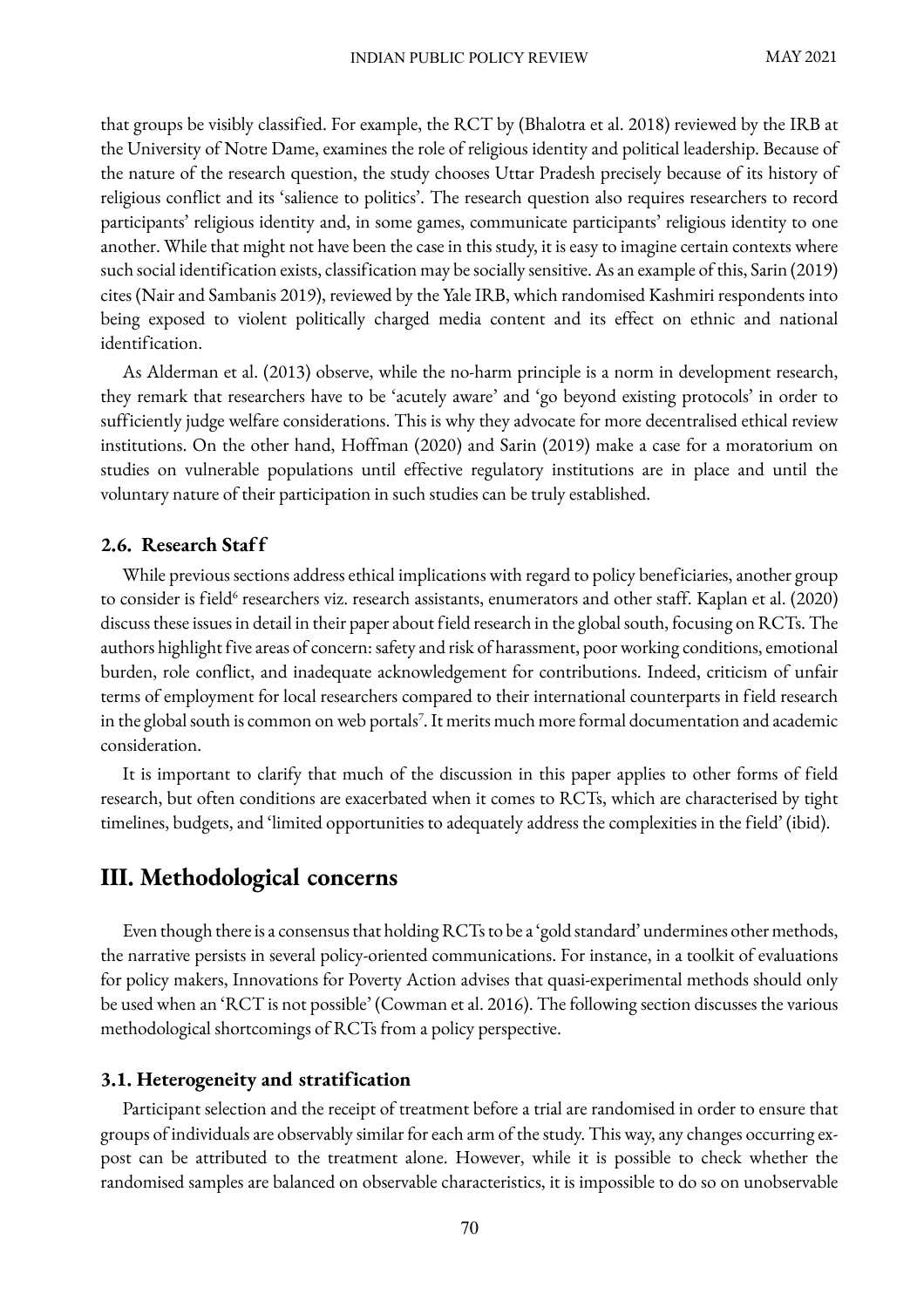that groups be visibly classified. For example, the RCT by (Bhalotra et al. 2018) reviewed by the IRB at the University of Notre Dame, examines the role of religious identity and political leadership. Because of the nature of the research question, the study chooses Uttar Pradesh precisely because of its history of religious conflict and its 'salience to politics'. The research question also requires researchers to record participants' religious identity and, in some games, communicate participants' religious identity to one another. While that might not have been the case in this study, it is easy to imagine certain contexts where such social identification exists, classification may be socially sensitive. As an example of this, Sarin (2019) cites (Nair and Sambanis 2019), reviewed by the Yale IRB, which randomised Kashmiri respondents into being exposed to violent politically charged media content and its effect on ethnic and national identification.

As Alderman et al. (2013) observe, while the no-harm principle is a norm in development research, they remark that researchers have to be 'acutely aware' and 'go beyond existing protocols' in order to sufficiently judge welfare considerations. This is why they advocate for more decentralised ethical review institutions. On the other hand, Hoffman (2020) and Sarin (2019) make a case for a moratorium on studies on vulnerable populations until effective regulatory institutions are in place and until the voluntary nature of their participation in such studies can be truly established.

### 2.6. Research Staff

While previous sections address ethical implications with regard to policy beneficiaries, another group to consider is field[6] researchers viz. research assistants, enumerators and other staff. Kaplan et al. (2020) discuss these issues in detail in their paper about field research in the global south, focusing on RCTs. The authors highlight five areas of concern: safety and risk of harassment, poor working conditions, emotional burden, role conflict, and inadequate acknowledgement for contributions. Indeed, criticism of unfair terms of employment for local researchers compared to their international counterparts in field research in the global south is common on web portals[7]. It merits much more formal documentation and academic consideration.

It is important to clarify that much of the discussion in this paper applies to other forms of field research, but often conditions are exacerbated when it comes to RCTs, which are characterised by tight timelines, budgets, and 'limited opportunities to adequately address the complexities in the field' (ibid).

## III. Methodological concerns

Even though there is a consensus that holding RCTs to be a 'gold standard' undermines other methods, the narrative persists in several policy-oriented communications. For instance, in a toolkit of evaluations for policy makers, Innovations for Poverty Action advises that quasi-experimental methods should only be used when an 'RCT is not possible' (Cowman et al. 2016). The following section discusses the various methodological shortcomings of RCTs from a policy perspective.

### 3.1. Heterogeneity and stratification

Participant selection and the receipt of treatment before a trial are randomised in order to ensure that groups of individuals are observably similar for each arm of the study. This way, any changes occurring ex-post can be attributed to the treatment alone. However, while it is possible to check whether the randomised samples are balanced on observable characteristics, it is impossible to do so on unobservable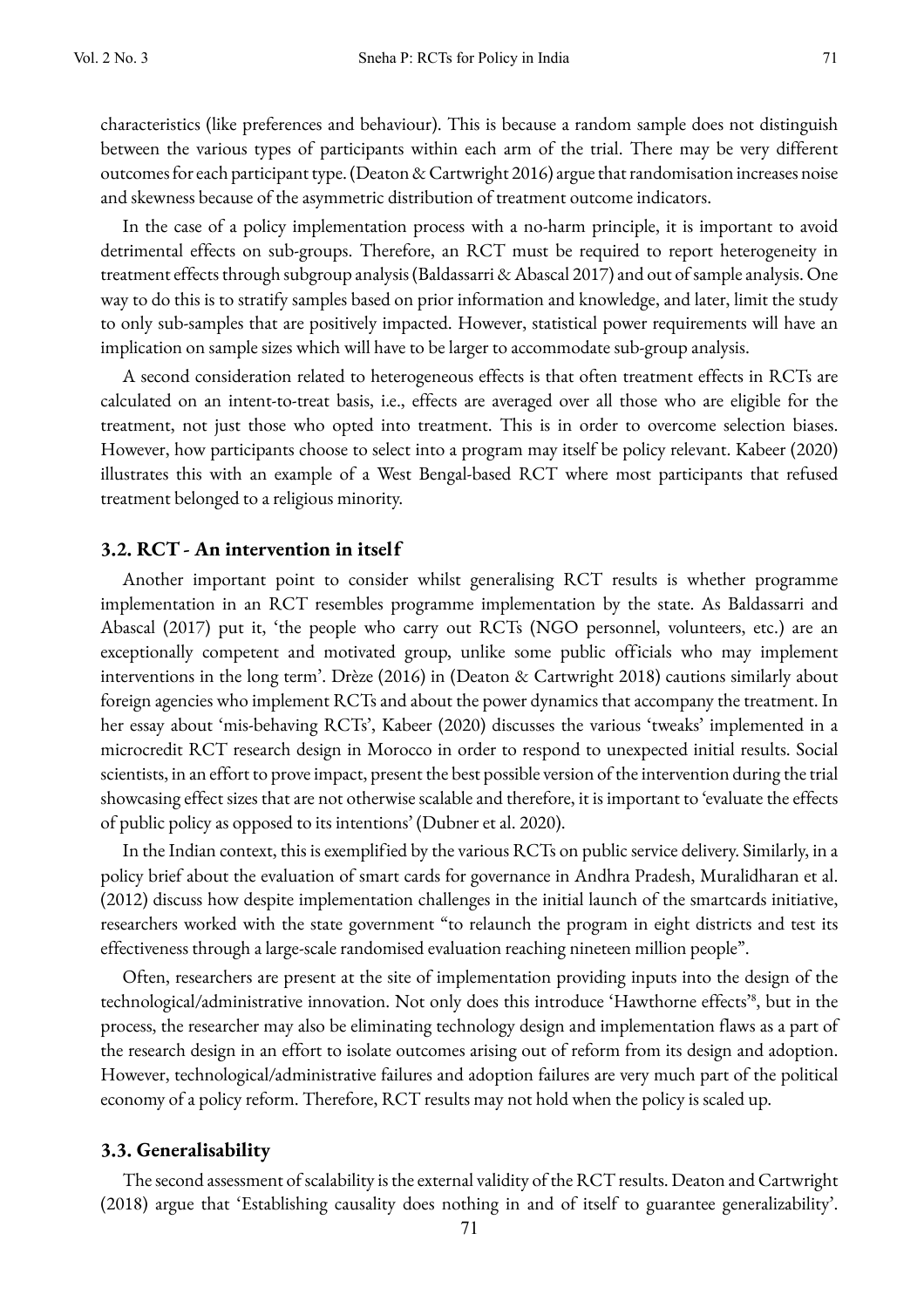characteristics (like preferences and behaviour). This is because a random sample does not distinguish between the various types of participants within each arm of the trial. There may be very different outcomes for each participant type. (Deaton & Cartwright 2016) argue that randomisation increases noise and skewness because of the asymmetric distribution of treatment outcome indicators.

In the case of a policy implementation process with a no-harm principle, it is important to avoid detrimental effects on sub-groups. Therefore, an RCT must be required to report heterogeneity in treatment effects through subgroup analysis (Baldassarri & Abascal 2017) and out of sample analysis. One way to do this is to stratify samples based on prior information and knowledge, and later, limit the study to only sub-samples that are positively impacted. However, statistical power requirements will have an implication on sample sizes which will have to be larger to accommodate sub-group analysis.

A second consideration related to heterogeneous effects is that often treatment effects in RCTs are calculated on an intent-to-treat basis, i.e., effects are averaged over all those who are eligible for the treatment, not just those who opted into treatment. This is in order to overcome selection biases. However, how participants choose to select into a program may itself be policy relevant. Kabeer (2020) illustrates this with an example of a West Bengal-based RCT where most participants that refused treatment belonged to a religious minority.

### 3.2. RCT - An intervention in itself

Another important point to consider whilst generalising RCT results is whether programme implementation in an RCT resembles programme implementation by the state. As Baldassarri and Abascal (2017) put it, 'the people who carry out RCTs (NGO personnel, volunteers, etc.) are an exceptionally competent and motivated group, unlike some public officials who may implement interventions in the long term'. Drèze (2016) in (Deaton & Cartwright 2018) cautions similarly about foreign agencies who implement RCTs and about the power dynamics that accompany the treatment. In her essay about 'mis-behaving RCTs', Kabeer (2020) discusses the various 'tweaks' implemented in a microcredit RCT research design in Morocco in order to respond to unexpected initial results. Social scientists, in an effort to prove impact, present the best possible version of the intervention during the trial showcasing effect sizes that are not otherwise scalable and therefore, it is important to 'evaluate the effects of public policy as opposed to its intentions' (Dubner et al. 2020).

In the Indian context, this is exemplified by the various RCTs on public service delivery. Similarly, in a policy brief about the evaluation of smart cards for governance in Andhra Pradesh, Muralidharan et al. (2012) discuss how despite implementation challenges in the initial launch of the smartcards initiative, researchers worked with the state government "to relaunch the program in eight districts and test its effectiveness through a large-scale randomised evaluation reaching nineteen million people".

Often, researchers are present at the site of implementation providing inputs into the design of the technological/administrative innovation. Not only does this introduce 'Hawthorne effects'[8], but in the process, the researcher may also be eliminating technology design and implementation flaws as a part of the research design in an effort to isolate outcomes arising out of reform from its design and adoption. However, technological/administrative failures and adoption failures are very much part of the political economy of a policy reform. Therefore, RCT results may not hold when the policy is scaled up.

### 3.3. Generalisability

The second assessment of scalability is the external validity of the RCT results. Deaton and Cartwright (2018) argue that 'Establishing causality does nothing in and of itself to guarantee generalizability'.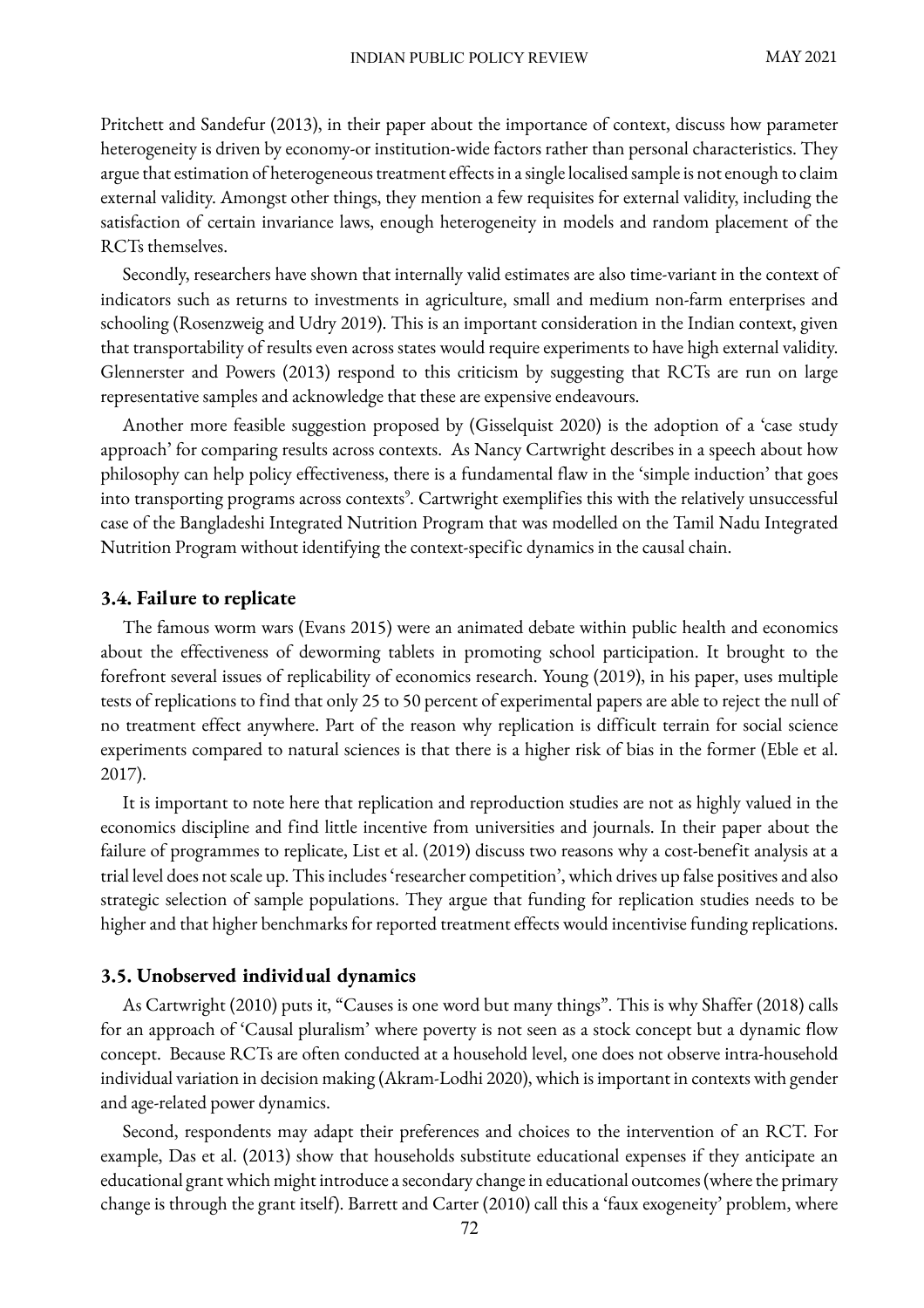Pritchett and Sandefur (2013), in their paper about the importance of context, discuss how parameter heterogeneity is driven by economy-or institution-wide factors rather than personal characteristics. They argue that estimation of heterogeneous treatment effects in a single localised sample is not enough to claim external validity. Amongst other things, they mention a few requisites for external validity, including the satisfaction of certain invariance laws, enough heterogeneity in models and random placement of the RCTs themselves.

Secondly, researchers have shown that internally valid estimates are also time-variant in the context of indicators such as returns to investments in agriculture, small and medium non-farm enterprises and schooling (Rosenzweig and Udry 2019). This is an important consideration in the Indian context, given that transportability of results even across states would require experiments to have high external validity. Glennerster and Powers (2013) respond to this criticism by suggesting that RCTs are run on large representative samples and acknowledge that these are expensive endeavours.

Another more feasible suggestion proposed by (Gisselquist 2020) is the adoption of a 'case study approach' for comparing results across contexts. As Nancy Cartwright describes in a speech about how philosophy can help policy effectiveness, there is a fundamental flaw in the 'simple induction' that goes into transporting programs across contexts[9]. Cartwright exemplifies this with the relatively unsuccessful case of the Bangladeshi Integrated Nutrition Program that was modelled on the Tamil Nadu Integrated Nutrition Program without identifying the context-specific dynamics in the causal chain.

### 3.4. Failure to replicate

The famous worm wars (Evans 2015) were an animated debate within public health and economics about the effectiveness of deworming tablets in promoting school participation. It brought to the forefront several issues of replicability of economics research. Young (2019), in his paper, uses multiple tests of replications to find that only 25 to 50 percent of experimental papers are able to reject the null of no treatment effect anywhere. Part of the reason why replication is difficult terrain for social science experiments compared to natural sciences is that there is a higher risk of bias in the former (Eble et al. 2017).

It is important to note here that replication and reproduction studies are not as highly valued in the economics discipline and find little incentive from universities and journals. In their paper about the failure of programmes to replicate, List et al. (2019) discuss two reasons why a cost-benefit analysis at a trial level does not scale up. This includes 'researcher competition', which drives up false positives and also strategic selection of sample populations. They argue that funding for replication studies needs to be higher and that higher benchmarks for reported treatment effects would incentivise funding replications.

### 3.5. Unobserved individual dynamics

As Cartwright (2010) puts it, "Causes is one word but many things". This is why Shaffer (2018) calls for an approach of 'Causal pluralism' where poverty is not seen as a stock concept but a dynamic flow concept. Because RCTs are often conducted at a household level, one does not observe intra-household individual variation in decision making (Akram-Lodhi 2020), which is important in contexts with gender and age-related power dynamics.

Second, respondents may adapt their preferences and choices to the intervention of an RCT. For example, Das et al. (2013) show that households substitute educational expenses if they anticipate an educational grant which might introduce a secondary change in educational outcomes (where the primary change is through the grant itself). Barrett and Carter (2010) call this a 'faux exogeneity' problem, where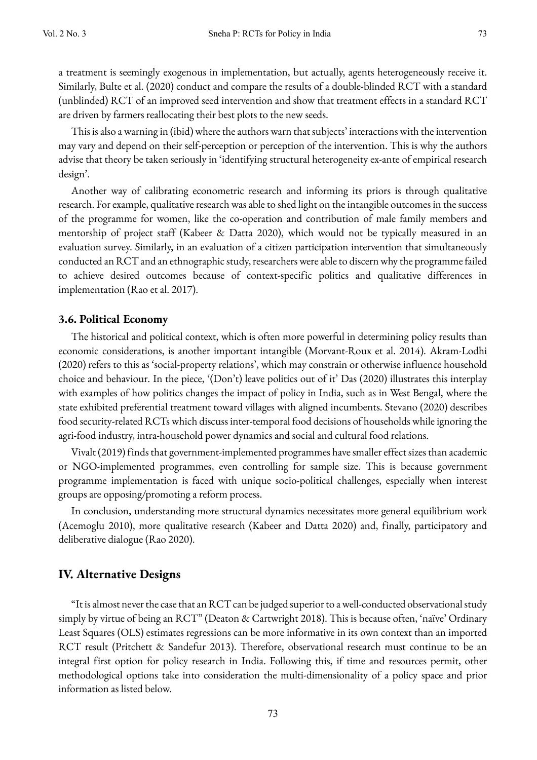a treatment is seemingly exogenous in implementation, but actually, agents heterogeneously receive it. Similarly, Bulte et al. (2020) conduct and compare the results of a double-blinded RCT with a standard (unblinded) RCT of an improved seed intervention and show that treatment effects in a standard RCT are driven by farmers reallocating their best plots to the new seeds.

This is also a warning in (ibid) where the authors warn that subjects' interactions with the intervention may vary and depend on their self-perception or perception of the intervention. This is why the authors advise that theory be taken seriously in 'identifying structural heterogeneity ex-ante of empirical research design'.

Another way of calibrating econometric research and informing its priors is through qualitative research. For example, qualitative research was able to shed light on the intangible outcomes in the success of the programme for women, like the co-operation and contribution of male family members and mentorship of project staff (Kabeer & Datta 2020), which would not be typically measured in an evaluation survey. Similarly, in an evaluation of a citizen participation intervention that simultaneously conducted an RCT and an ethnographic study, researchers were able to discern why the programme failed to achieve desired outcomes because of context-specific politics and qualitative differences in implementation (Rao et al. 2017).

### 3.6. Political Economy

The historical and political context, which is often more powerful in determining policy results than economic considerations, is another important intangible (Morvant-Roux et al. 2014). Akram-Lodhi (2020) refers to this as 'social-property relations', which may constrain or otherwise influence household choice and behaviour. In the piece, '(Don't) leave politics out of it' Das (2020) illustrates this interplay with examples of how politics changes the impact of policy in India, such as in West Bengal, where the state exhibited preferential treatment toward villages with aligned incumbents. Stevano (2020) describes food security-related RCTs which discuss inter-temporal food decisions of households while ignoring the agri-food industry, intra-household power dynamics and social and cultural food relations.

Vivalt (2019) finds that government-implemented programmes have smaller effect sizes than academic or NGO-implemented programmes, even controlling for sample size. This is because government programme implementation is faced with unique socio-political challenges, especially when interest groups are opposing/promoting a reform process.

In conclusion, understanding more structural dynamics necessitates more general equilibrium work (Acemoglu 2010), more qualitative research (Kabeer and Datta 2020) and, finally, participatory and deliberative dialogue (Rao 2020).

## IV. Alternative Designs

"It is almost never the case that an RCT can be judged superior to a well-conducted observational study simply by virtue of being an RCT" (Deaton & Cartwright 2018). This is because often, 'naïve' Ordinary Least Squares (OLS) estimates regressions can be more informative in its own context than an imported RCT result (Pritchett & Sandefur 2013). Therefore, observational research must continue to be an integral first option for policy research in India. Following this, if time and resources permit, other methodological options take into consideration the multi-dimensionality of a policy space and prior information as listed below.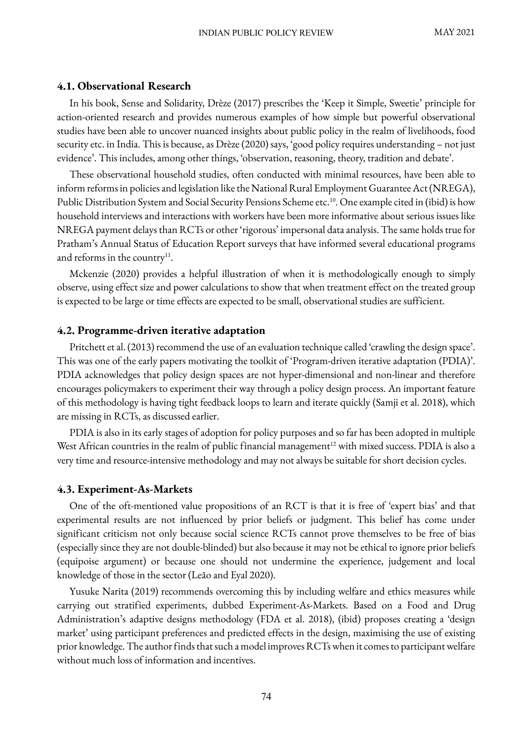### 4.1. Observational Research

In his book, Sense and Solidarity, Drèze (2017) prescribes the 'Keep it Simple, Sweetie' principle for action-oriented research and provides numerous examples of how simple but powerful observational studies have been able to uncover nuanced insights about public policy in the realm of livelihoods, food security etc. in India. This is because, as Drèze (2020) says, 'good policy requires understanding – not just evidence'. This includes, among other things, 'observation, reasoning, theory, tradition and debate'.

These observational household studies, often conducted with minimal resources, have been able to inform reforms in policies and legislation like the National Rural Employment Guarantee Act (NREGA), Public Distribution System and Social Security Pensions Scheme etc.[10]. One example cited in (ibid) is how household interviews and interactions with workers have been more informative about serious issues like NREGA payment delays than RCTs or other 'rigorous' impersonal data analysis. The same holds true for Pratham's Annual Status of Education Report surveys that have informed several educational programs and reforms in the country[11].

Mckenzie (2020) provides a helpful illustration of when it is methodologically enough to simply observe, using effect size and power calculations to show that when treatment effect on the treated group is expected to be large or time effects are expected to be small, observational studies are sufficient.

### 4.2. Programme-driven iterative adaptation

Pritchett et al. (2013) recommend the use of an evaluation technique called 'crawling the design space'. This was one of the early papers motivating the toolkit of 'Program-driven iterative adaptation (PDIA)'. PDIA acknowledges that policy design spaces are not hyper-dimensional and non-linear and therefore encourages policymakers to experiment their way through a policy design process. An important feature of this methodology is having tight feedback loops to learn and iterate quickly (Samji et al. 2018), which are missing in RCTs, as discussed earlier.

PDIA is also in its early stages of adoption for policy purposes and so far has been adopted in multiple West African countries in the realm of public financial management[12] with mixed success. PDIA is also a very time and resource-intensive methodology and may not always be suitable for short decision cycles.

### 4.3. Experiment-As-Markets

One of the oft-mentioned value propositions of an RCT is that it is free of 'expert bias' and that experimental results are not influenced by prior beliefs or judgment. This belief has come under significant criticism not only because social science RCTs cannot prove themselves to be free of bias (especially since they are not double-blinded) but also because it may not be ethical to ignore prior beliefs (equipoise argument) or because one should not undermine the experience, judgement and local knowledge of those in the sector (Leão and Eyal 2020).

Yusuke Narita (2019) recommends overcoming this by including welfare and ethics measures while carrying out stratified experiments, dubbed Experiment-As-Markets. Based on a Food and Drug Administration's adaptive designs methodology (FDA et al. 2018), (ibid) proposes creating a 'design market' using participant preferences and predicted effects in the design, maximising the use of existing prior knowledge. The author finds that such a model improves RCTs when it comes to participant welfare without much loss of information and incentives.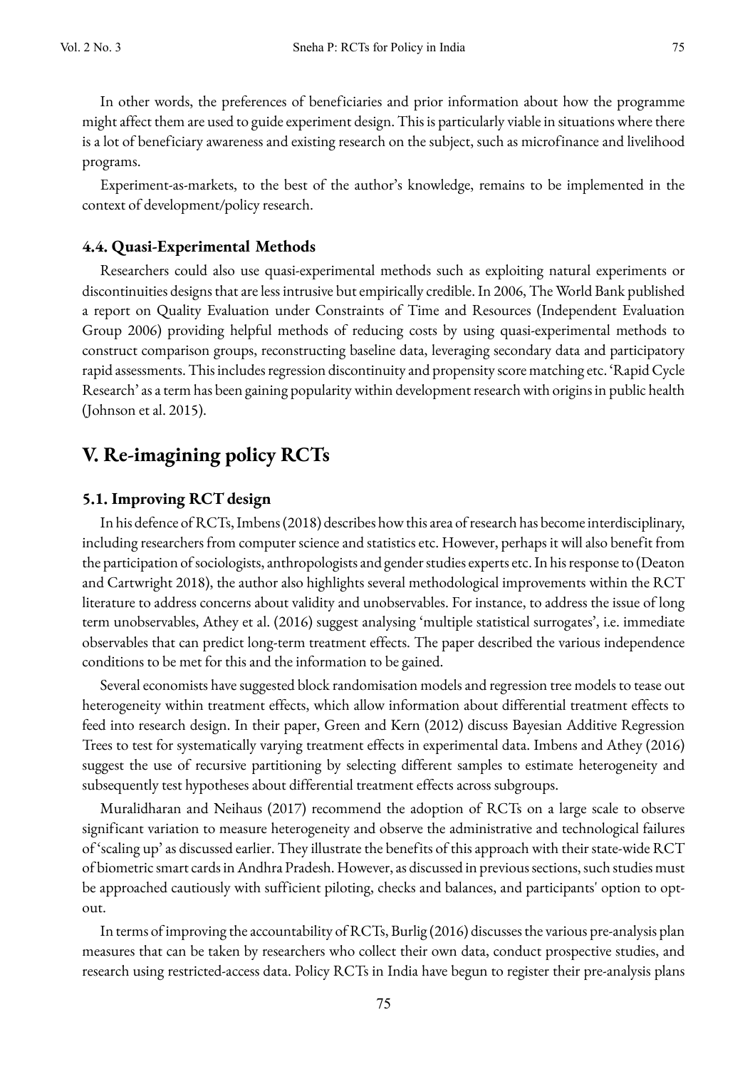In other words, the preferences of beneficiaries and prior information about how the programme might affect them are used to guide experiment design. This is particularly viable in situations where there is a lot of beneficiary awareness and existing research on the subject, such as microfinance and livelihood programs.

Experiment-as-markets, to the best of the author's knowledge, remains to be implemented in the context of development/policy research.

### 4.4. Quasi-Experimental Methods

Researchers could also use quasi-experimental methods such as exploiting natural experiments or discontinuities designs that are less intrusive but empirically credible. In 2006, The World Bank published a report on Quality Evaluation under Constraints of Time and Resources (Independent Evaluation Group 2006) providing helpful methods of reducing costs by using quasi-experimental methods to construct comparison groups, reconstructing baseline data, leveraging secondary data and participatory rapid assessments. This includes regression discontinuity and propensity score matching etc. 'Rapid Cycle Research' as a term has been gaining popularity within development research with origins in public health (Johnson et al. 2015).

## V. Re-imagining policy RCTs

### 5.1. Improving RCT design

In his defence of RCTs, Imbens (2018) describes how this area of research has become interdisciplinary, including researchers from computer science and statistics etc. However, perhaps it will also benefit from the participation of sociologists, anthropologists and gender studies experts etc. In his response to (Deaton and Cartwright 2018), the author also highlights several methodological improvements within the RCT literature to address concerns about validity and unobservables. For instance, to address the issue of long term unobservables, Athey et al. (2016) suggest analysing 'multiple statistical surrogates', i.e. immediate observables that can predict long-term treatment effects. The paper described the various independence conditions to be met for this and the information to be gained.

Several economists have suggested block randomisation models and regression tree models to tease out heterogeneity within treatment effects, which allow information about differential treatment effects to feed into research design. In their paper, Green and Kern (2012) discuss Bayesian Additive Regression Trees to test for systematically varying treatment effects in experimental data. Imbens and Athey (2016) suggest the use of recursive partitioning by selecting different samples to estimate heterogeneity and subsequently test hypotheses about differential treatment effects across subgroups.

Muralidharan and Neihaus (2017) recommend the adoption of RCTs on a large scale to observe significant variation to measure heterogeneity and observe the administrative and technological failures of 'scaling up' as discussed earlier. They illustrate the benefits of this approach with their state-wide RCT of biometric smart cards in Andhra Pradesh. However, as discussed in previous sections, such studies must be approached cautiously with sufficient piloting, checks and balances, and participants' option to opt-out.

In terms of improving the accountability of RCTs, Burlig (2016) discusses the various pre-analysis plan measures that can be taken by researchers who collect their own data, conduct prospective studies, and research using restricted-access data. Policy RCTs in India have begun to register their pre-analysis plans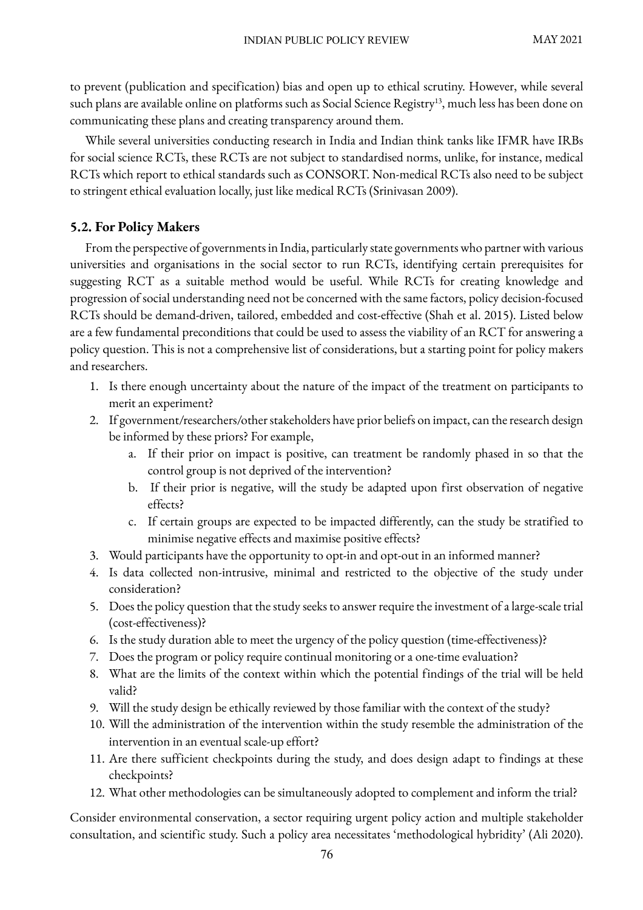to prevent (publication and specification) bias and open up to ethical scrutiny. However, while several such plans are available online on platforms such as Social Science Registry[13], much less has been done on communicating these plans and creating transparency around them.

While several universities conducting research in India and Indian think tanks like IFMR have IRBs for social science RCTs, these RCTs are not subject to standardised norms, unlike, for instance, medical RCTs which report to ethical standards such as CONSORT. Non-medical RCTs also need to be subject to stringent ethical evaluation locally, just like medical RCTs (Srinivasan 2009).

### 5.2. For Policy Makers

From the perspective of governments in India, particularly state governments who partner with various universities and organisations in the social sector to run RCTs, identifying certain prerequisites for suggesting RCT as a suitable method would be useful. While RCTs for creating knowledge and progression of social understanding need not be concerned with the same factors, policy decision-focused RCTs should be demand-driven, tailored, embedded and cost-effective (Shah et al. 2015). Listed below are a few fundamental preconditions that could be used to assess the viability of an RCT for answering a policy question. This is not a comprehensive list of considerations, but a starting point for policy makers and researchers.

1. Is there enough uncertainty about the nature of the impact of the treatment on participants to merit an experiment?
2. If government/researchers/other stakeholders have prior beliefs on impact, can the research design be informed by these priors? For example,
   a. If their prior on impact is positive, can treatment be randomly phased in so that the control group is not deprived of the intervention?
   b. If their prior is negative, will the study be adapted upon first observation of negative effects?
   c. If certain groups are expected to be impacted differently, can the study be stratified to minimise negative effects and maximise positive effects?
3. Would participants have the opportunity to opt-in and opt-out in an informed manner?
4. Is data collected non-intrusive, minimal and restricted to the objective of the study under consideration?
5. Does the policy question that the study seeks to answer require the investment of a large-scale trial (cost-effectiveness)?
6. Is the study duration able to meet the urgency of the policy question (time-effectiveness)?
7. Does the program or policy require continual monitoring or a one-time evaluation?
8. What are the limits of the context within which the potential findings of the trial will be held valid?
9. Will the study design be ethically reviewed by those familiar with the context of the study?
10. Will the administration of the intervention within the study resemble the administration of the intervention in an eventual scale-up effort?
11. Are there sufficient checkpoints during the study, and does design adapt to findings at these checkpoints?
12. What other methodologies can be simultaneously adopted to complement and inform the trial?

Consider environmental conservation, a sector requiring urgent policy action and multiple stakeholder consultation, and scientific study. Such a policy area necessitates 'methodological hybridity' (Ali 2020).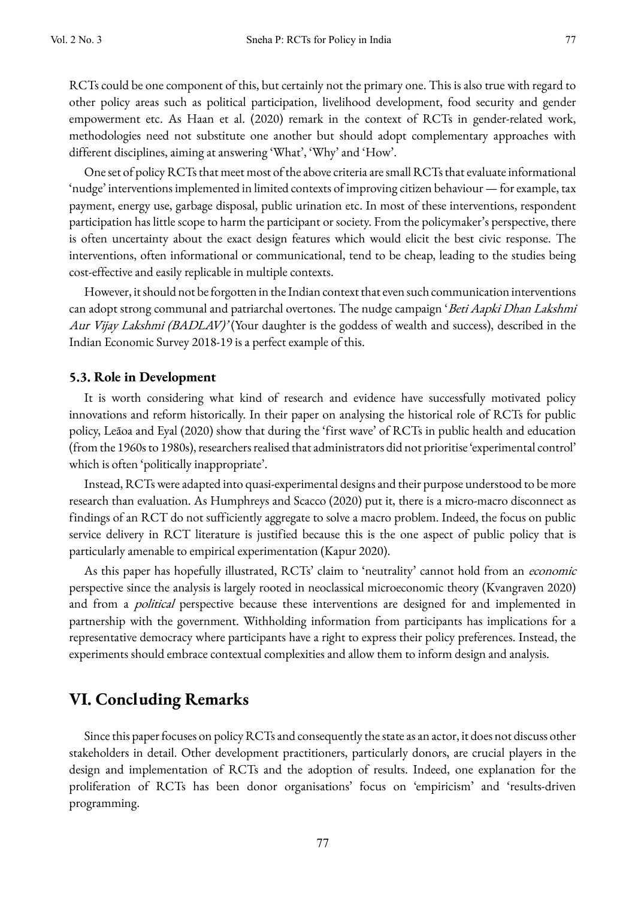RCTs could be one component of this, but certainly not the primary one. This is also true with regard to other policy areas such as political participation, livelihood development, food security and gender empowerment etc. As Haan et al. (2020) remark in the context of RCTs in gender-related work, methodologies need not substitute one another but should adopt complementary approaches with different disciplines, aiming at answering 'What', 'Why' and 'How'.

One set of policy RCTs that meet most of the above criteria are small RCTs that evaluate informational 'nudge' interventions implemented in limited contexts of improving citizen behaviour — for example, tax payment, energy use, garbage disposal, public urination etc. In most of these interventions, respondent participation has little scope to harm the participant or society. From the policymaker's perspective, there is often uncertainty about the exact design features which would elicit the best civic response. The interventions, often informational or communicational, tend to be cheap, leading to the studies being cost-effective and easily replicable in multiple contexts.

However, it should not be forgotten in the Indian context that even such communication interventions can adopt strong communal and patriarchal overtones. The nudge campaign '*Beti Aapki Dhan Lakshmi Aur Vijay Lakshmi (BADLAV)'* (Your daughter is the goddess of wealth and success), described in the Indian Economic Survey 2018-19 is a perfect example of this.

### 5.3. Role in Development

It is worth considering what kind of research and evidence have successfully motivated policy innovations and reform historically. In their paper on analysing the historical role of RCTs for public policy, Leăoa and Eyal (2020) show that during the 'first wave' of RCTs in public health and education (from the 1960s to 1980s), researchers realised that administrators did not prioritise 'experimental control' which is often 'politically inappropriate'.

Instead, RCTs were adapted into quasi-experimental designs and their purpose understood to be more research than evaluation. As Humphreys and Scacco (2020) put it, there is a micro-macro disconnect as findings of an RCT do not sufficiently aggregate to solve a macro problem. Indeed, the focus on public service delivery in RCT literature is justified because this is the one aspect of public policy that is particularly amenable to empirical experimentation (Kapur 2020).

As this paper has hopefully illustrated, RCTs' claim to 'neutrality' cannot hold from an *economic* perspective since the analysis is largely rooted in neoclassical microeconomic theory (Kvangraven 2020) and from a *political* perspective because these interventions are designed for and implemented in partnership with the government. Withholding information from participants has implications for a representative democracy where participants have a right to express their policy preferences. Instead, the experiments should embrace contextual complexities and allow them to inform design and analysis.

## VI. Concluding Remarks

Since this paper focuses on policy RCTs and consequently the state as an actor, it does not discuss other stakeholders in detail. Other development practitioners, particularly donors, are crucial players in the design and implementation of RCTs and the adoption of results. Indeed, one explanation for the proliferation of RCTs has been donor organisations' focus on 'empiricism' and 'results-driven programming.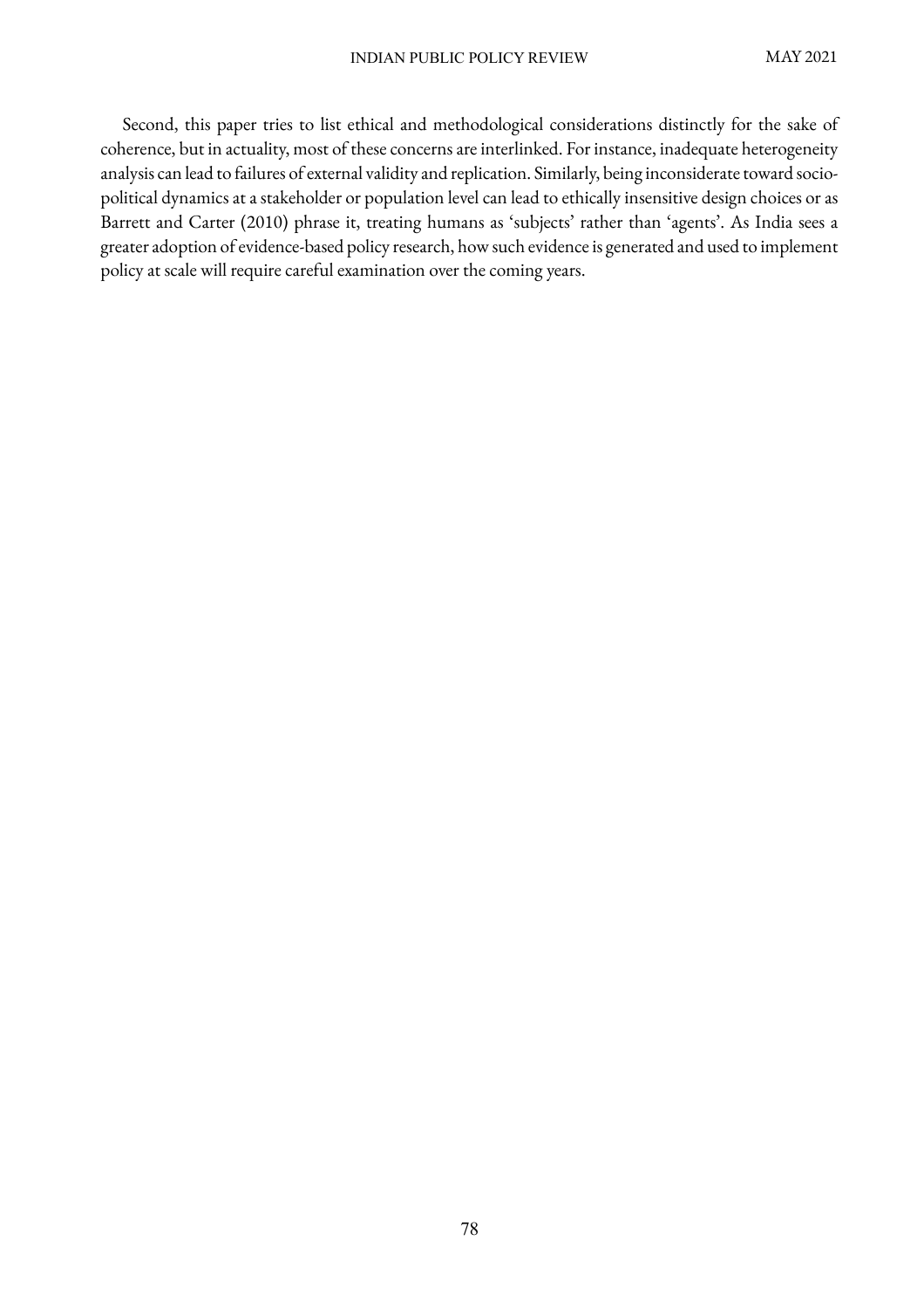Second, this paper tries to list ethical and methodological considerations distinctly for the sake of coherence, but in actuality, most of these concerns are interlinked. For instance, inadequate heterogeneity analysis can lead to failures of external validity and replication. Similarly, being inconsiderate toward socio-political dynamics at a stakeholder or population level can lead to ethically insensitive design choices or as Barrett and Carter (2010) phrase it, treating humans as 'subjects' rather than 'agents'. As India sees a greater adoption of evidence-based policy research, how such evidence is generated and used to implement policy at scale will require careful examination over the coming years.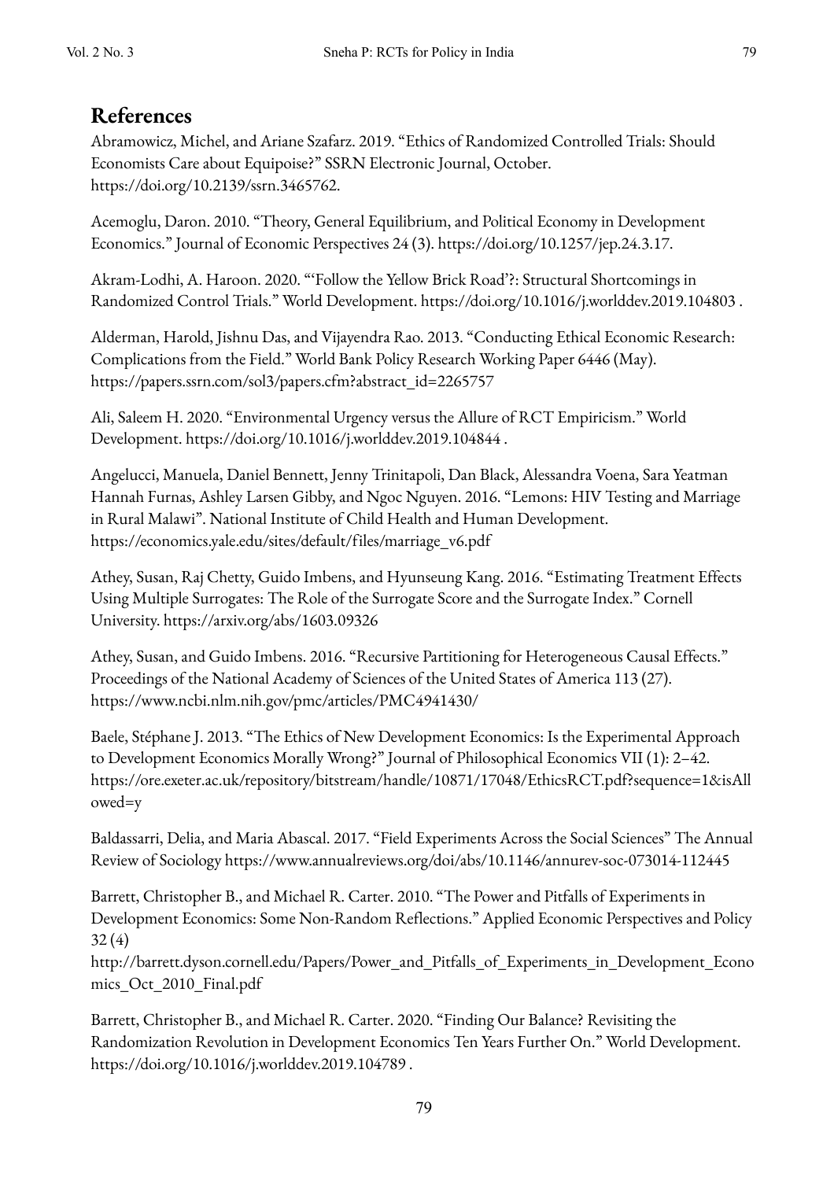## References

Abramowicz, Michel, and Ariane Szafarz. 2019. "Ethics of Randomized Controlled Trials: Should Economists Care about Equipoise?" SSRN Electronic Journal, October. https://doi.org/10.2139/ssrn.3465762.

Acemoglu, Daron. 2010. "Theory, General Equilibrium, and Political Economy in Development Economics." Journal of Economic Perspectives 24 (3). https://doi.org/10.1257/jep.24.3.17.

Akram-Lodhi, A. Haroon. 2020. "'Follow the Yellow Brick Road'?: Structural Shortcomings in Randomized Control Trials." World Development. https://doi.org/10.1016/j.worlddev.2019.104803 .

Alderman, Harold, Jishnu Das, and Vijayendra Rao. 2013. "Conducting Ethical Economic Research: Complications from the Field." World Bank Policy Research Working Paper 6446 (May). https://papers.ssrn.com/sol3/papers.cfm?abstract_id=2265757

Ali, Saleem H. 2020. "Environmental Urgency versus the Allure of RCT Empiricism." World Development. https://doi.org/10.1016/j.worlddev.2019.104844 .

Angelucci, Manuela, Daniel Bennett, Jenny Trinitapoli, Dan Black, Alessandra Voena, Sara Yeatman Hannah Furnas, Ashley Larsen Gibby, and Ngoc Nguyen. 2016. "Lemons: HIV Testing and Marriage in Rural Malawi". National Institute of Child Health and Human Development. https://economics.yale.edu/sites/default/files/marriage_v6.pdf

Athey, Susan, Raj Chetty, Guido Imbens, and Hyunseung Kang. 2016. "Estimating Treatment Effects Using Multiple Surrogates: The Role of the Surrogate Score and the Surrogate Index." Cornell University. https://arxiv.org/abs/1603.09326

Athey, Susan, and Guido Imbens. 2016. "Recursive Partitioning for Heterogeneous Causal Effects." Proceedings of the National Academy of Sciences of the United States of America 113 (27). https://www.ncbi.nlm.nih.gov/pmc/articles/PMC4941430/

Baele, Stéphane J. 2013. "The Ethics of New Development Economics: Is the Experimental Approach to Development Economics Morally Wrong?" Journal of Philosophical Economics VII (1): 2–42. https://ore.exeter.ac.uk/repository/bitstream/handle/10871/17048/EthicsRCT.pdf?sequence=1&isAllowed=y

Baldassarri, Delia, and Maria Abascal. 2017. "Field Experiments Across the Social Sciences" The Annual Review of Sociology https://www.annualreviews.org/doi/abs/10.1146/annurev-soc-073014-112445

Barrett, Christopher B., and Michael R. Carter. 2010. "The Power and Pitfalls of Experiments in Development Economics: Some Non-Random Reflections." Applied Economic Perspectives and Policy 32 (4)
http://barrett.dyson.cornell.edu/Papers/Power_and_Pitfalls_of_Experiments_in_Development_Economics_Oct_2010_Final.pdf

Barrett, Christopher B., and Michael R. Carter. 2020. "Finding Our Balance? Revisiting the Randomization Revolution in Development Economics Ten Years Further On." World Development. https://doi.org/10.1016/j.worlddev.2019.104789 .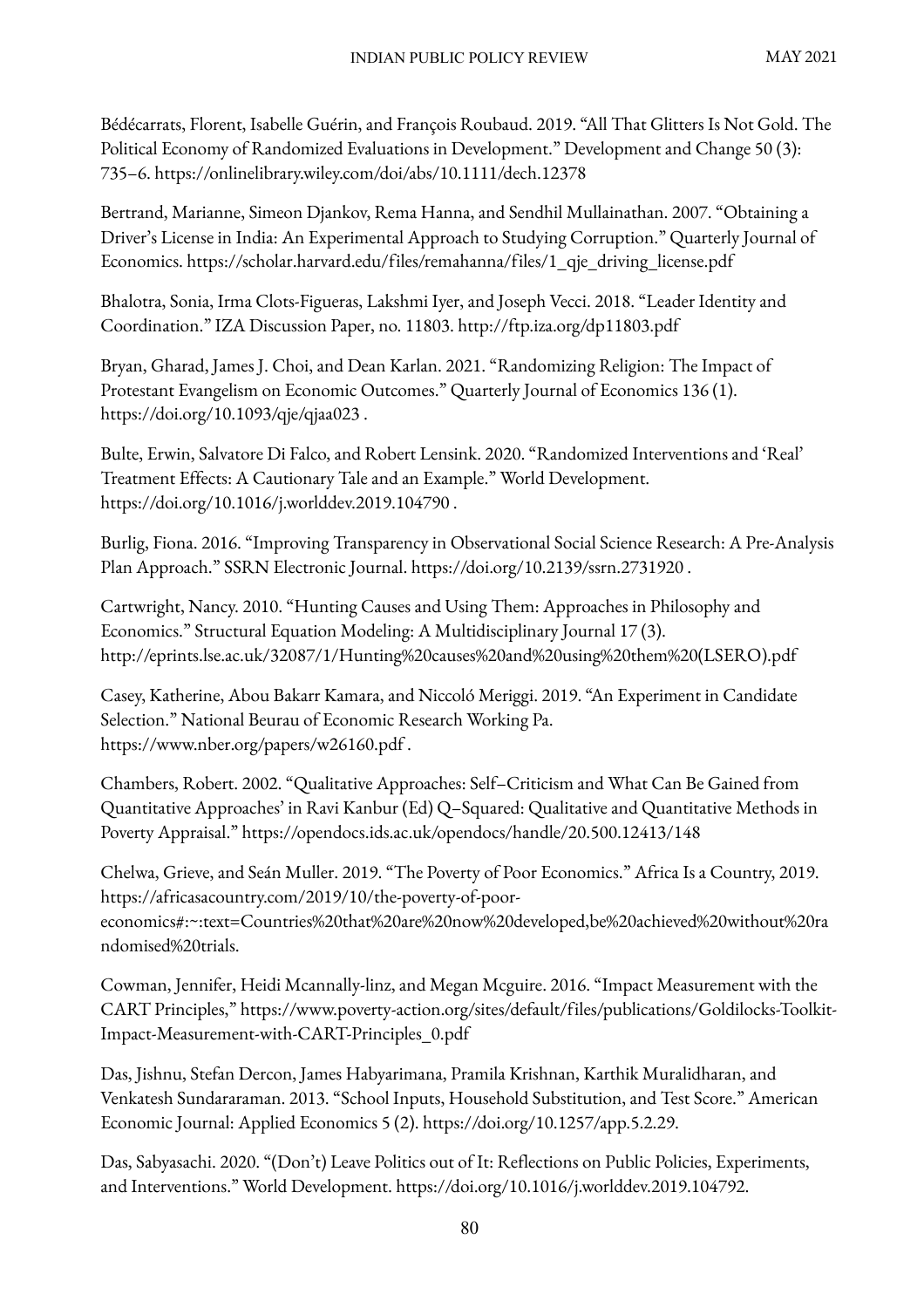Bédécarrats, Florent, Isabelle Guérin, and François Roubaud. 2019. "All That Glitters Is Not Gold. The Political Economy of Randomized Evaluations in Development." Development and Change 50 (3): 735–6. https://onlinelibrary.wiley.com/doi/abs/10.1111/dech.12378

Bertrand, Marianne, Simeon Djankov, Rema Hanna, and Sendhil Mullainathan. 2007. "Obtaining a Driver's License in India: An Experimental Approach to Studying Corruption." Quarterly Journal of Economics. https://scholar.harvard.edu/files/remahanna/files/1_qje_driving_license.pdf

Bhalotra, Sonia, Irma Clots-Figueras, Lakshmi Iyer, and Joseph Vecci. 2018. "Leader Identity and Coordination." IZA Discussion Paper, no. 11803. http://ftp.iza.org/dp11803.pdf

Bryan, Gharad, James J. Choi, and Dean Karlan. 2021. "Randomizing Religion: The Impact of Protestant Evangelism on Economic Outcomes." Quarterly Journal of Economics 136 (1). https://doi.org/10.1093/qje/qjaa023 .

Bulte, Erwin, Salvatore Di Falco, and Robert Lensink. 2020. "Randomized Interventions and 'Real' Treatment Effects: A Cautionary Tale and an Example." World Development. https://doi.org/10.1016/j.worlddev.2019.104790 .

Burlig, Fiona. 2016. "Improving Transparency in Observational Social Science Research: A Pre-Analysis Plan Approach." SSRN Electronic Journal. https://doi.org/10.2139/ssrn.2731920 .

Cartwright, Nancy. 2010. "Hunting Causes and Using Them: Approaches in Philosophy and Economics." Structural Equation Modeling: A Multidisciplinary Journal 17 (3). http://eprints.lse.ac.uk/32087/1/Hunting%20causes%20and%20using%20them%20(LSERO).pdf

Casey, Katherine, Abou Bakarr Kamara, and Niccoló Meriggi. 2019. "An Experiment in Candidate Selection." National Beurau of Economic Research Working Pa. https://www.nber.org/papers/w26160.pdf .

Chambers, Robert. 2002. "Qualitative Approaches: Self–Criticism and What Can Be Gained from Quantitative Approaches' in Ravi Kanbur (Ed) Q–Squared: Qualitative and Quantitative Methods in Poverty Appraisal." https://opendocs.ids.ac.uk/opendocs/handle/20.500.12413/148

Chelwa, Grieve, and Seán Muller. 2019. "The Poverty of Poor Economics." Africa Is a Country, 2019. https://africasacountry.com/2019/10/the-poverty-of-poor-economics#:~:text=Countries%20that%20are%20now%20developed,be%20achieved%20without%20randomised%20trials.

Cowman, Jennifer, Heidi Mcannally-linz, and Megan Mcguire. 2016. "Impact Measurement with the CART Principles," https://www.poverty-action.org/sites/default/files/publications/Goldilocks-Toolkit-Impact-Measurement-with-CART-Principles_0.pdf

Das, Jishnu, Stefan Dercon, James Habyarimana, Pramila Krishnan, Karthik Muralidharan, and Venkatesh Sundararaman. 2013. "School Inputs, Household Substitution, and Test Score." American Economic Journal: Applied Economics 5 (2). https://doi.org/10.1257/app.5.2.29.

Das, Sabyasachi. 2020. "(Don't) Leave Politics out of It: Reflections on Public Policies, Experiments, and Interventions." World Development. https://doi.org/10.1016/j.worlddev.2019.104792.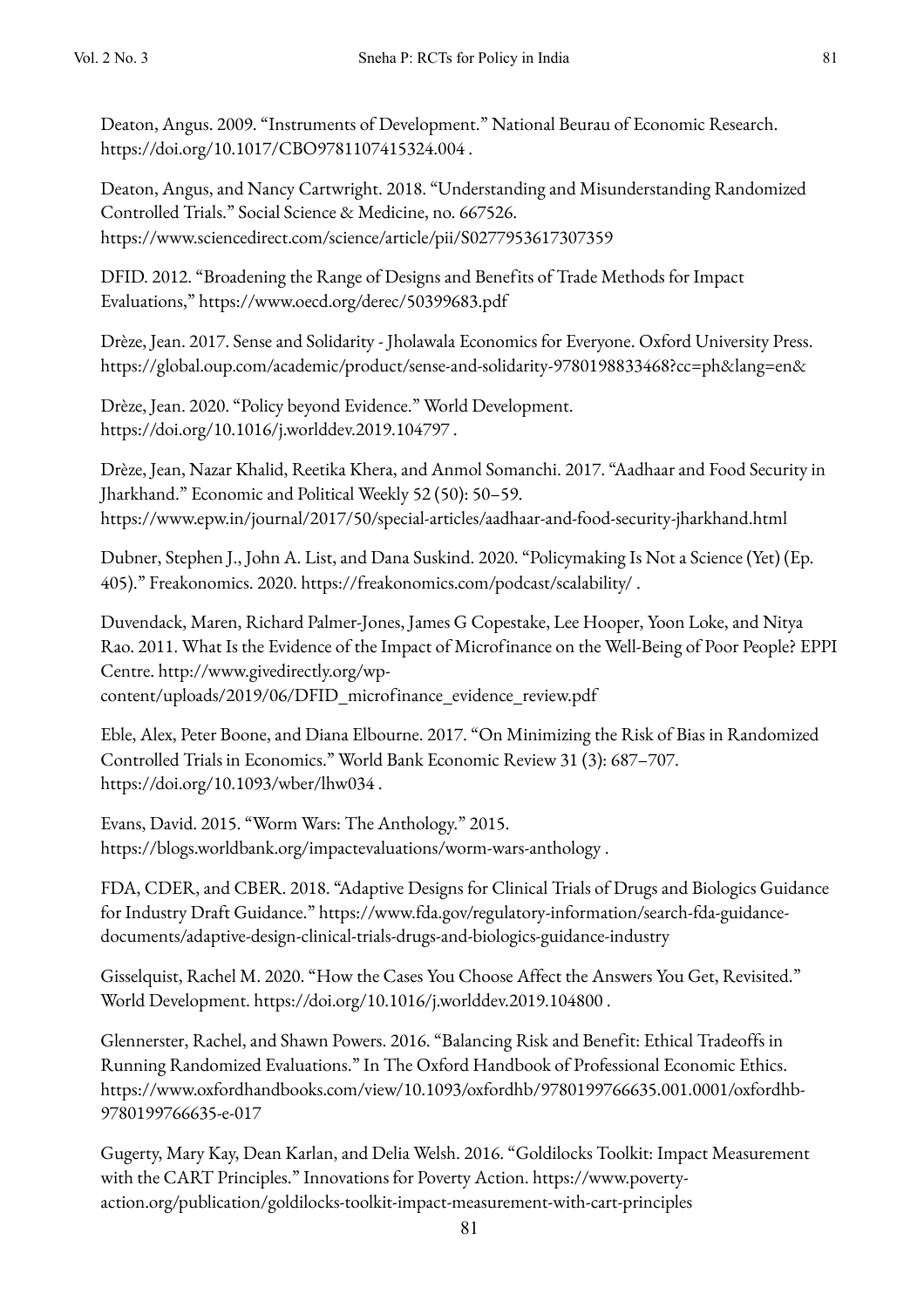Deaton, Angus. 2009. "Instruments of Development." National Beurau of Economic Research. https://doi.org/10.1017/CBO9781107415324.004 .

Deaton, Angus, and Nancy Cartwright. 2018. "Understanding and Misunderstanding Randomized Controlled Trials." Social Science & Medicine, no. 667526. https://www.sciencedirect.com/science/article/pii/S0277953617307359

DFID. 2012. "Broadening the Range of Designs and Benefits of Trade Methods for Impact Evaluations," https://www.oecd.org/derec/50399683.pdf

Drèze, Jean. 2017. Sense and Solidarity - Jholawala Economics for Everyone. Oxford University Press. https://global.oup.com/academic/product/sense-and-solidarity-9780198833468?cc=ph&lang=en&

Drèze, Jean. 2020. "Policy beyond Evidence." World Development. https://doi.org/10.1016/j.worlddev.2019.104797 .

Drèze, Jean, Nazar Khalid, Reetika Khera, and Anmol Somanchi. 2017. "Aadhaar and Food Security in Jharkhand." Economic and Political Weekly 52 (50): 50–59. https://www.epw.in/journal/2017/50/special-articles/aadhaar-and-food-security-jharkhand.html

Dubner, Stephen J., John A. List, and Dana Suskind. 2020. "Policymaking Is Not a Science (Yet) (Ep. 405)." Freakonomics. 2020. https://freakonomics.com/podcast/scalability/ .

Duvendack, Maren, Richard Palmer-Jones, James G Copestake, Lee Hooper, Yoon Loke, and Nitya Rao. 2011. What Is the Evidence of the Impact of Microfinance on the Well-Being of Poor People? EPPI Centre. http://www.givedirectly.org/wp-content/uploads/2019/06/DFID_microfinance_evidence_review.pdf

Eble, Alex, Peter Boone, and Diana Elbourne. 2017. "On Minimizing the Risk of Bias in Randomized Controlled Trials in Economics." World Bank Economic Review 31 (3): 687–707. https://doi.org/10.1093/wber/lhw034 .

Evans, David. 2015. "Worm Wars: The Anthology." 2015. https://blogs.worldbank.org/impactevaluations/worm-wars-anthology .

FDA, CDER, and CBER. 2018. "Adaptive Designs for Clinical Trials of Drugs and Biologics Guidance for Industry Draft Guidance." https://www.fda.gov/regulatory-information/search-fda-guidance-documents/adaptive-design-clinical-trials-drugs-and-biologics-guidance-industry

Gisselquist, Rachel M. 2020. "How the Cases You Choose Affect the Answers You Get, Revisited." World Development. https://doi.org/10.1016/j.worlddev.2019.104800 .

Glennerster, Rachel, and Shawn Powers. 2016. "Balancing Risk and Benefit: Ethical Tradeoffs in Running Randomized Evaluations." In The Oxford Handbook of Professional Economic Ethics. https://www.oxfordhandbooks.com/view/10.1093/oxfordhb/9780199766635.001.0001/oxfordhb-9780199766635-e-017

Gugerty, Mary Kay, Dean Karlan, and Delia Welsh. 2016. "Goldilocks Toolkit: Impact Measurement with the CART Principles." Innovations for Poverty Action. https://www.poverty-action.org/publication/goldilocks-toolkit-impact-measurement-with-cart-principles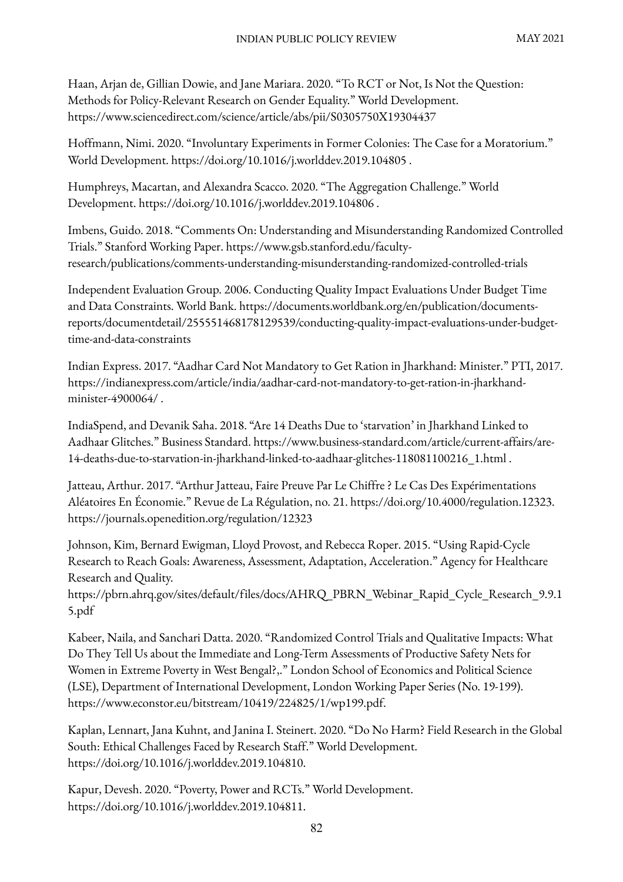Haan, Arjan de, Gillian Dowie, and Jane Mariara. 2020. "To RCT or Not, Is Not the Question: Methods for Policy-Relevant Research on Gender Equality." World Development. https://www.sciencedirect.com/science/article/abs/pii/S0305750X19304437

Hoffmann, Nimi. 2020. "Involuntary Experiments in Former Colonies: The Case for a Moratorium." World Development. https://doi.org/10.1016/j.worlddev.2019.104805 .

Humphreys, Macartan, and Alexandra Scacco. 2020. "The Aggregation Challenge." World Development. https://doi.org/10.1016/j.worlddev.2019.104806 .

Imbens, Guido. 2018. "Comments On: Understanding and Misunderstanding Randomized Controlled Trials." Stanford Working Paper. https://www.gsb.stanford.edu/faculty-research/publications/comments-understanding-misunderstanding-randomized-controlled-trials

Independent Evaluation Group. 2006. Conducting Quality Impact Evaluations Under Budget Time and Data Constraints. World Bank. https://documents.worldbank.org/en/publication/documents-reports/documentdetail/255551468178129539/conducting-quality-impact-evaluations-under-budget-time-and-data-constraints

Indian Express. 2017. "Aadhar Card Not Mandatory to Get Ration in Jharkhand: Minister." PTI, 2017. https://indianexpress.com/article/india/aadhar-card-not-mandatory-to-get-ration-in-jharkhand-minister-4900064/ .

IndiaSpend, and Devanik Saha. 2018. "Are 14 Deaths Due to 'starvation' in Jharkhand Linked to Aadhaar Glitches." Business Standard. https://www.business-standard.com/article/current-affairs/are-14-deaths-due-to-starvation-in-jharkhand-linked-to-aadhaar-glitches-118081100216_1.html .

Jatteau, Arthur. 2017. "Arthur Jatteau, Faire Preuve Par Le Chiffre ? Le Cas Des Expérimentations Aléatoires En Économie." Revue de La Régulation, no. 21. https://doi.org/10.4000/regulation.12323. https://journals.openedition.org/regulation/12323

Johnson, Kim, Bernard Ewigman, Lloyd Provost, and Rebecca Roper. 2015. "Using Rapid-Cycle Research to Reach Goals: Awareness, Assessment, Adaptation, Acceleration." Agency for Healthcare Research and Quality. https://pbrn.ahrq.gov/sites/default/files/docs/AHRQ_PBRN_Webinar_Rapid_Cycle_Research_9.9.15.pdf

Kabeer, Naila, and Sanchari Datta. 2020. "Randomized Control Trials and Qualitative Impacts: What Do They Tell Us about the Immediate and Long-Term Assessments of Productive Safety Nets for Women in Extreme Poverty in West Bengal?,." London School of Economics and Political Science (LSE), Department of International Development, London Working Paper Series (No. 19-199). https://www.econstor.eu/bitstream/10419/224825/1/wp199.pdf.

Kaplan, Lennart, Jana Kuhnt, and Janina I. Steinert. 2020. "Do No Harm? Field Research in the Global South: Ethical Challenges Faced by Research Staff." World Development. https://doi.org/10.1016/j.worlddev.2019.104810.

Kapur, Devesh. 2020. "Poverty, Power and RCTs." World Development. https://doi.org/10.1016/j.worlddev.2019.104811.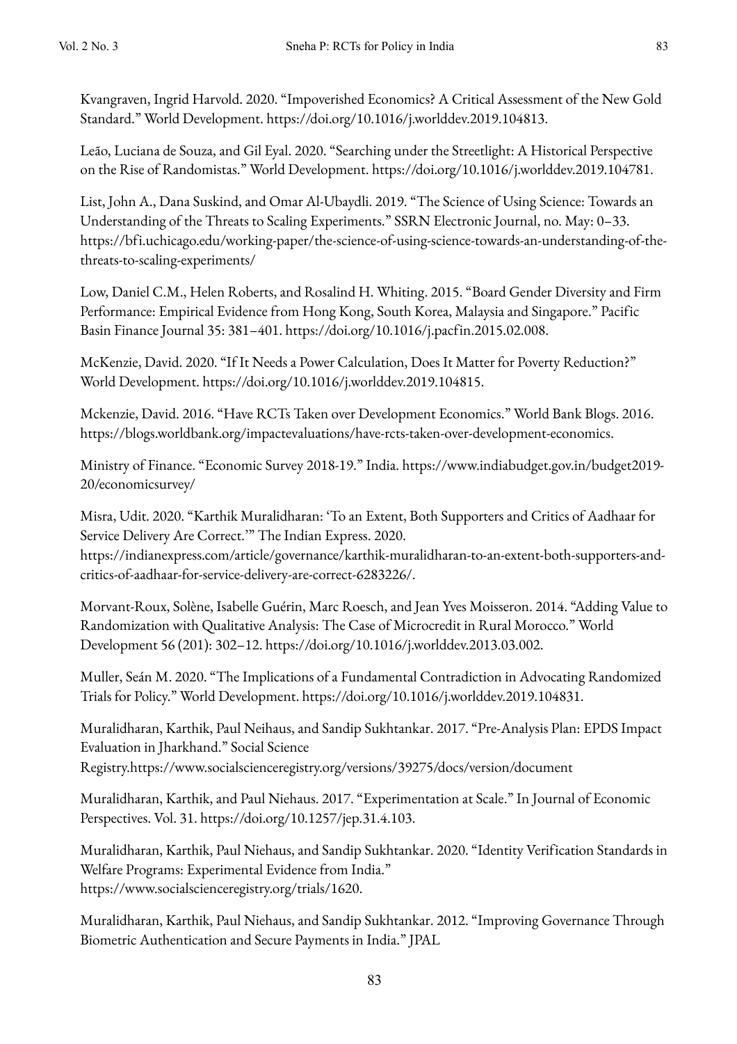Kvangraven, Ingrid Harvold. 2020. "Impoverished Economics? A Critical Assessment of the New Gold Standard." World Development. https://doi.org/10.1016/j.worlddev.2019.104813.

Leão, Luciana de Souza, and Gil Eyal. 2020. "Searching under the Streetlight: A Historical Perspective on the Rise of Randomistas." World Development. https://doi.org/10.1016/j.worlddev.2019.104781.

List, John A., Dana Suskind, and Omar Al-Ubaydli. 2019. "The Science of Using Science: Towards an Understanding of the Threats to Scaling Experiments." SSRN Electronic Journal, no. May: 0–33. https://bfi.uchicago.edu/working-paper/the-science-of-using-science-towards-an-understanding-of-the-threats-to-scaling-experiments/

Low, Daniel C.M., Helen Roberts, and Rosalind H. Whiting. 2015. "Board Gender Diversity and Firm Performance: Empirical Evidence from Hong Kong, South Korea, Malaysia and Singapore." Pacific Basin Finance Journal 35: 381–401. https://doi.org/10.1016/j.pacfin.2015.02.008.

McKenzie, David. 2020. "If It Needs a Power Calculation, Does It Matter for Poverty Reduction?" World Development. https://doi.org/10.1016/j.worlddev.2019.104815.

Mckenzie, David. 2016. "Have RCTs Taken over Development Economics." World Bank Blogs. 2016. https://blogs.worldbank.org/impactevaluations/have-rcts-taken-over-development-economics.

Ministry of Finance. "Economic Survey 2018-19." India. https://www.indiabudget.gov.in/budget2019-20/economicsurvey/

Misra, Udit. 2020. "Karthik Muralidharan: 'To an Extent, Both Supporters and Critics of Aadhaar for Service Delivery Are Correct.'" The Indian Express. 2020. https://indianexpress.com/article/governance/karthik-muralidharan-to-an-extent-both-supporters-and-critics-of-aadhaar-for-service-delivery-are-correct-6283226/.

Morvant-Roux, Solène, Isabelle Guérin, Marc Roesch, and Jean Yves Moisseron. 2014. "Adding Value to Randomization with Qualitative Analysis: The Case of Microcredit in Rural Morocco." World Development 56 (201): 302–12. https://doi.org/10.1016/j.worlddev.2013.03.002.

Muller, Seán M. 2020. "The Implications of a Fundamental Contradiction in Advocating Randomized Trials for Policy." World Development. https://doi.org/10.1016/j.worlddev.2019.104831.

Muralidharan, Karthik, Paul Neihaus, and Sandip Sukhtankar. 2017. "Pre-Analysis Plan: EPDS Impact Evaluation in Jharkhand." Social Science Registry.https://www.socialscienceregistry.org/versions/39275/docs/version/document

Muralidharan, Karthik, and Paul Niehaus. 2017. "Experimentation at Scale." In Journal of Economic Perspectives. Vol. 31. https://doi.org/10.1257/jep.31.4.103.

Muralidharan, Karthik, Paul Niehaus, and Sandip Sukhtankar. 2020. "Identity Verification Standards in Welfare Programs: Experimental Evidence from India." https://www.socialscienceregistry.org/trials/1620.

Muralidharan, Karthik, Paul Niehaus, and Sandip Sukhtankar. 2012. "Improving Governance Through Biometric Authentication and Secure Payments in India." JPAL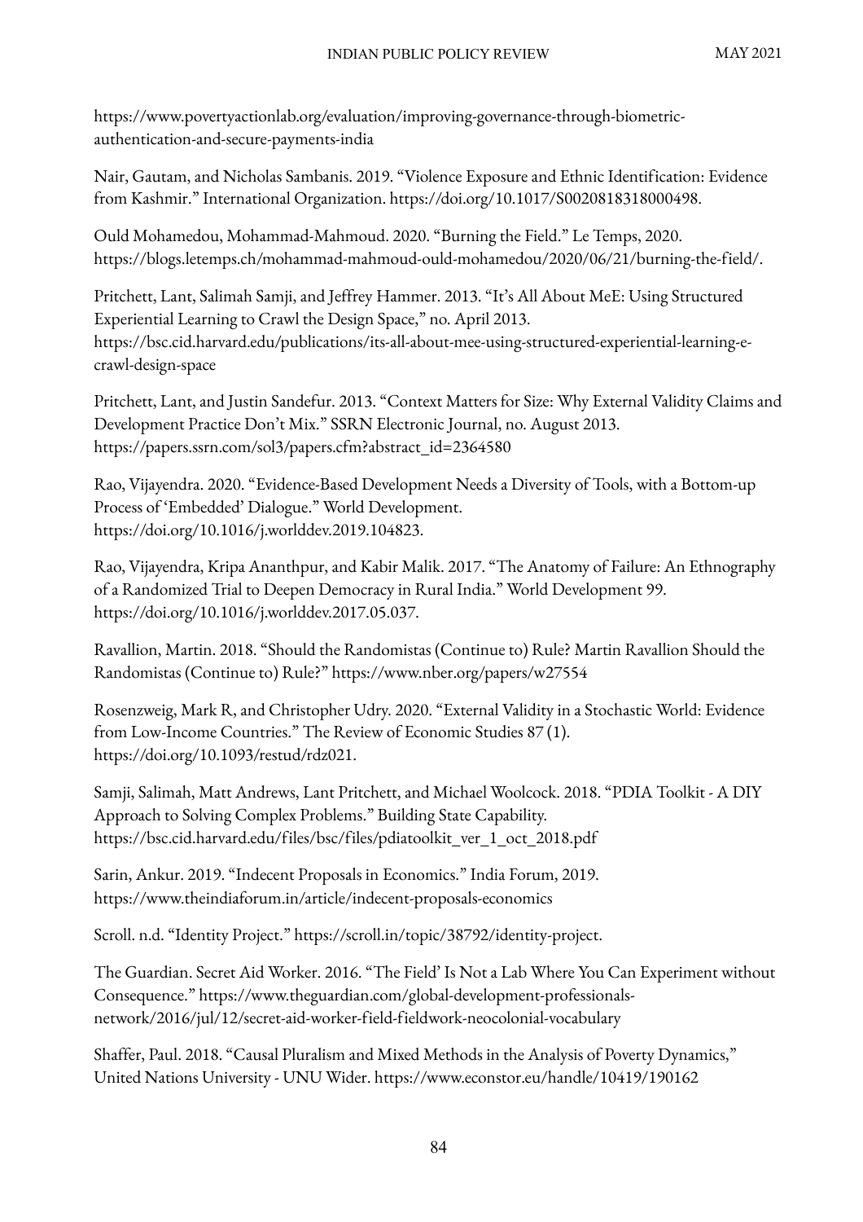https://www.povertyactionlab.org/evaluation/improving-governance-through-biometric-authentication-and-secure-payments-india

Nair, Gautam, and Nicholas Sambanis. 2019. "Violence Exposure and Ethnic Identification: Evidence from Kashmir." International Organization. https://doi.org/10.1017/S0020818318000498.

Ould Mohamedou, Mohammad-Mahmoud. 2020. "Burning the Field." Le Temps, 2020. https://blogs.letemps.ch/mohammad-mahmoud-ould-mohamedou/2020/06/21/burning-the-field/.

Pritchett, Lant, Salimah Samji, and Jeffrey Hammer. 2013. "It's All About MeE: Using Structured Experiential Learning to Crawl the Design Space," no. April 2013. https://bsc.cid.harvard.edu/publications/its-all-about-mee-using-structured-experiential-learning-e-crawl-design-space

Pritchett, Lant, and Justin Sandefur. 2013. "Context Matters for Size: Why External Validity Claims and Development Practice Don't Mix." SSRN Electronic Journal, no. August 2013. https://papers.ssrn.com/sol3/papers.cfm?abstract_id=2364580

Rao, Vijayendra. 2020. "Evidence-Based Development Needs a Diversity of Tools, with a Bottom-up Process of 'Embedded' Dialogue." World Development. https://doi.org/10.1016/j.worlddev.2019.104823.

Rao, Vijayendra, Kripa Ananthpur, and Kabir Malik. 2017. "The Anatomy of Failure: An Ethnography of a Randomized Trial to Deepen Democracy in Rural India." World Development 99. https://doi.org/10.1016/j.worlddev.2017.05.037.

Ravallion, Martin. 2018. "Should the Randomistas (Continue to) Rule? Martin Ravallion Should the Randomistas (Continue to) Rule?" https://www.nber.org/papers/w27554

Rosenzweig, Mark R, and Christopher Udry. 2020. "External Validity in a Stochastic World: Evidence from Low-Income Countries." The Review of Economic Studies 87 (1). https://doi.org/10.1093/restud/rdz021.

Samji, Salimah, Matt Andrews, Lant Pritchett, and Michael Woolcock. 2018. "PDIA Toolkit - A DIY Approach to Solving Complex Problems." Building State Capability. https://bsc.cid.harvard.edu/files/bsc/files/pdiatoolkit_ver_1_oct_2018.pdf

Sarin, Ankur. 2019. "Indecent Proposals in Economics." India Forum, 2019. https://www.theindiaforum.in/article/indecent-proposals-economics

Scroll. n.d. "Identity Project." https://scroll.in/topic/38792/identity-project.

The Guardian. Secret Aid Worker. 2016. "The Field' Is Not a Lab Where You Can Experiment without Consequence." https://www.theguardian.com/global-development-professionals-network/2016/jul/12/secret-aid-worker-field-fieldwork-neocolonial-vocabulary

Shaffer, Paul. 2018. "Causal Pluralism and Mixed Methods in the Analysis of Poverty Dynamics," United Nations University - UNU Wider. https://www.econstor.eu/handle/10419/190162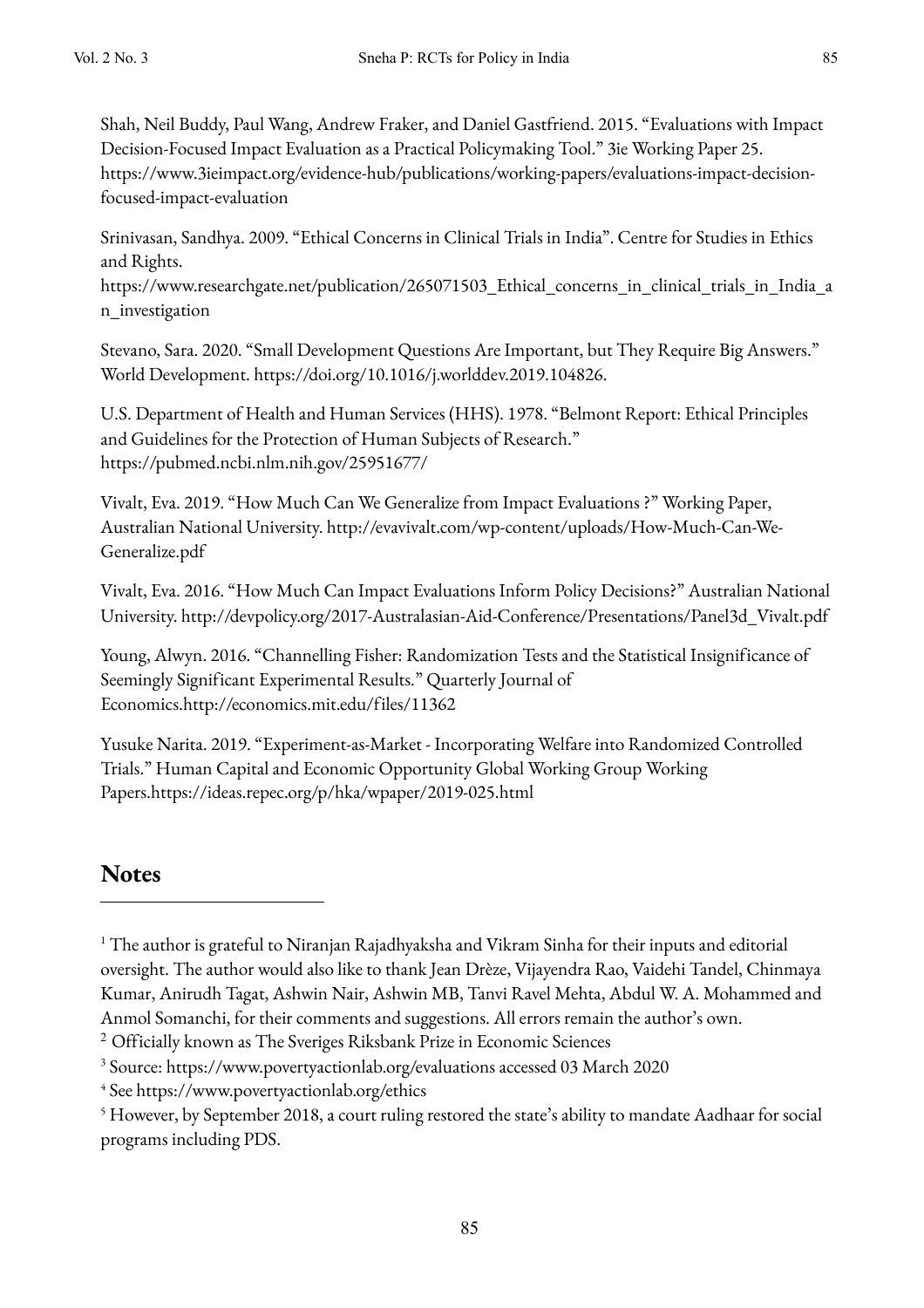Shah, Neil Buddy, Paul Wang, Andrew Fraker, and Daniel Gastfriend. 2015. "Evaluations with Impact Decision-Focused Impact Evaluation as a Practical Policymaking Tool." 3ie Working Paper 25. https://www.3ieimpact.org/evidence-hub/publications/working-papers/evaluations-impact-decision-focused-impact-evaluation

Srinivasan, Sandhya. 2009. "Ethical Concerns in Clinical Trials in India". Centre for Studies in Ethics and Rights. https://www.researchgate.net/publication/265071503_Ethical_concerns_in_clinical_trials_in_India_an_investigation

Stevano, Sara. 2020. "Small Development Questions Are Important, but They Require Big Answers." World Development. https://doi.org/10.1016/j.worlddev.2019.104826.

U.S. Department of Health and Human Services (HHS). 1978. "Belmont Report: Ethical Principles and Guidelines for the Protection of Human Subjects of Research." https://pubmed.ncbi.nlm.nih.gov/25951677/

Vivalt, Eva. 2019. "How Much Can We Generalize from Impact Evaluations ?" Working Paper, Australian National University. http://evavivalt.com/wp-content/uploads/How-Much-Can-We-Generalize.pdf

Vivalt, Eva. 2016. "How Much Can Impact Evaluations Inform Policy Decisions?" Australian National University. http://devpolicy.org/2017-Australasian-Aid-Conference/Presentations/Panel3d_Vivalt.pdf

Young, Alwyn. 2016. "Channelling Fisher: Randomization Tests and the Statistical Insignificance of Seemingly Significant Experimental Results." Quarterly Journal of Economics.http://economics.mit.edu/files/11362

Yusuke Narita. 2019. "Experiment-as-Market - Incorporating Welfare into Randomized Controlled Trials." Human Capital and Economic Opportunity Global Working Group Working Papers.https://ideas.repec.org/p/hka/wpaper/2019-025.html

## Notes

[1] The author is grateful to Niranjan Rajadhyaksha and Vikram Sinha for their inputs and editorial oversight. The author would also like to thank Jean Drèze, Vijayendra Rao, Vaidehi Tandel, Chinmaya Kumar, Anirudh Tagat, Ashwin Nair, Ashwin MB, Tanvi Ravel Mehta, Abdul W. A. Mohammed and Anmol Somanchi, for their comments and suggestions. All errors remain the author's own.

[2] Officially known as The Sveriges Riksbank Prize in Economic Sciences

[3] Source: https://www.povertyactionlab.org/evaluations accessed 03 March 2020

[4] See https://www.povertyactionlab.org/ethics

[5] However, by September 2018, a court ruling restored the state's ability to mandate Aadhaar for social programs including PDS.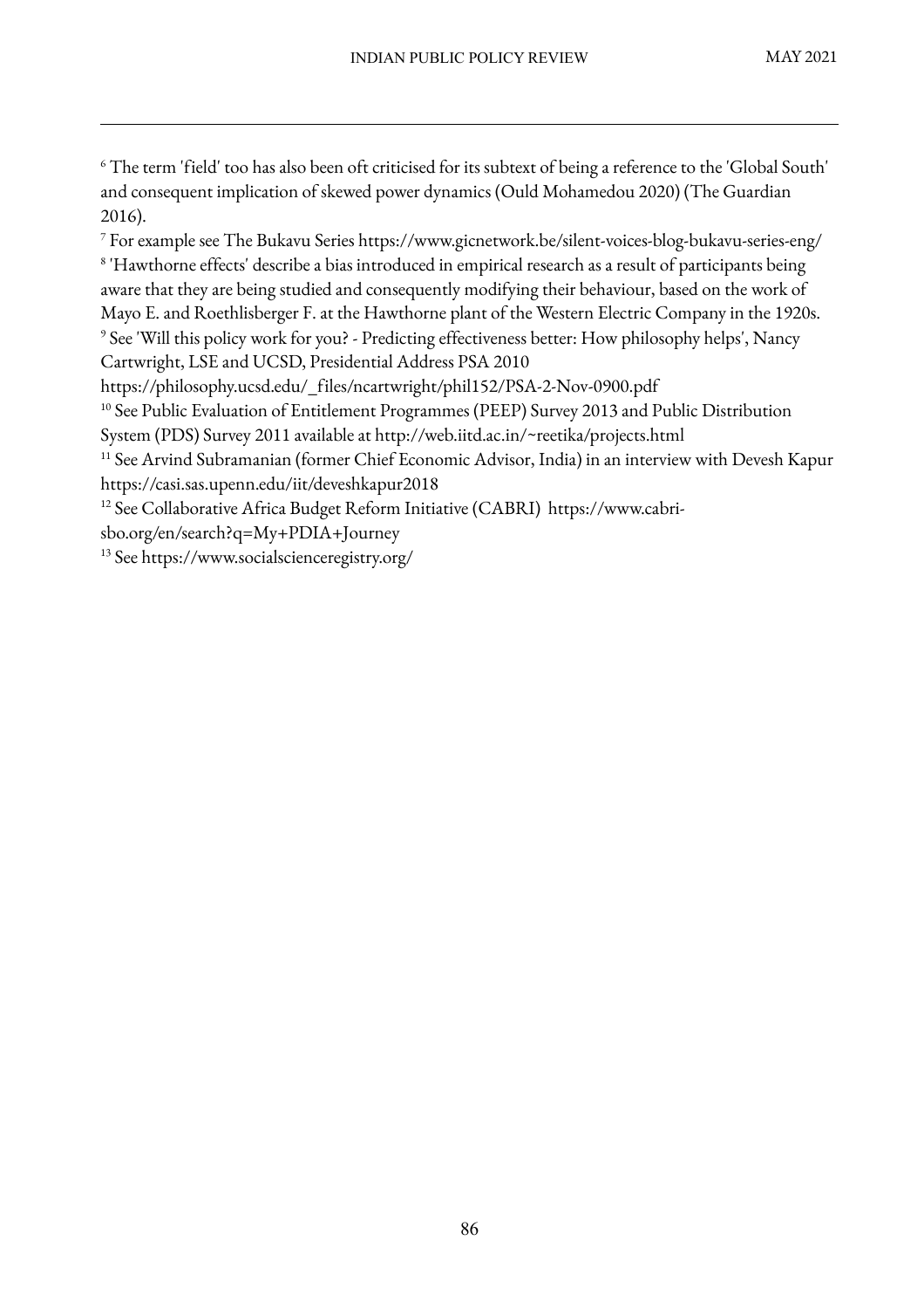[6] The term 'field' too has also been oft criticised for its subtext of being a reference to the 'Global South' and consequent implication of skewed power dynamics (Ould Mohamedou 2020) (The Guardian 2016).

[7] For example see The Bukavu Series https://www.gicnetwork.be/silent-voices-blog-bukavu-series-eng/

[8] 'Hawthorne effects' describe a bias introduced in empirical research as a result of participants being aware that they are being studied and consequently modifying their behaviour, based on the work of Mayo E. and Roethlisberger F. at the Hawthorne plant of the Western Electric Company in the 1920s.

[9] See 'Will this policy work for you? - Predicting effectiveness better: How philosophy helps', Nancy Cartwright, LSE and UCSD, Presidential Address PSA 2010 https://philosophy.ucsd.edu/_files/ncartwright/phil152/PSA-2-Nov-0900.pdf

[10] See Public Evaluation of Entitlement Programmes (PEEP) Survey 2013 and Public Distribution System (PDS) Survey 2011 available at http://web.iitd.ac.in/~reetika/projects.html

[11] See Arvind Subramanian (former Chief Economic Advisor, India) in an interview with Devesh Kapur https://casi.sas.upenn.edu/iit/deveshkapur2018

[12] See Collaborative Africa Budget Reform Initiative (CABRI) https://www.cabri-sbo.org/en/search?q=My+PDIA+Journey

[13] See https://www.socialscienceregistry.org/